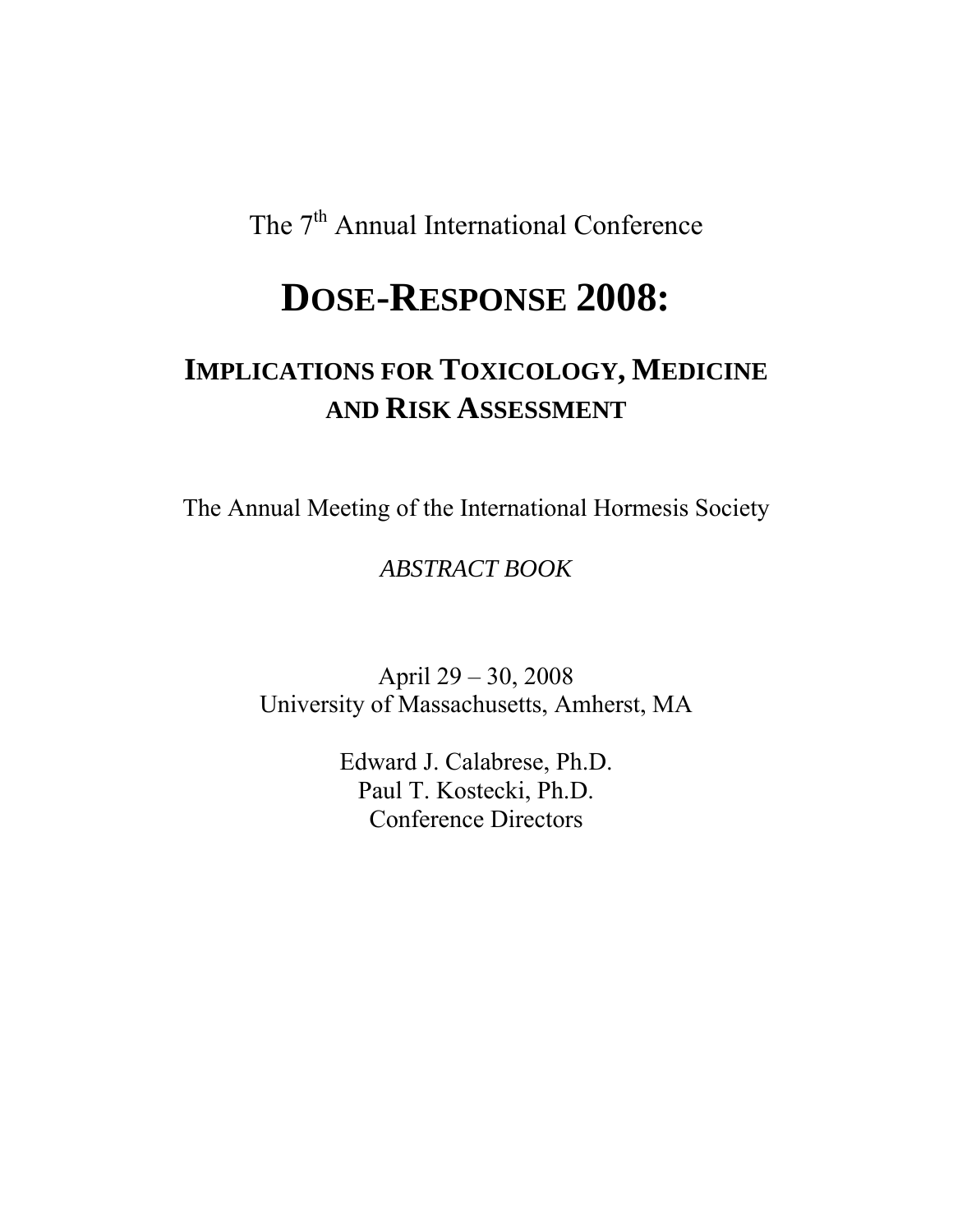The 7th Annual International Conference

# DOSE-RESPONSE 2008:

## IMPLICATIONS FOR TOXICOLOGY, MEDICINE AND RISK ASSESSMENT

The Annual Meeting of the International Hormesis Society

*ABSTRACT BOOK*

April 29 – 30, 2008
University of Massachusetts, Amherst, MA

Edward J. Calabrese, Ph.D.
Paul T. Kostecki, Ph.D.
Conference Directors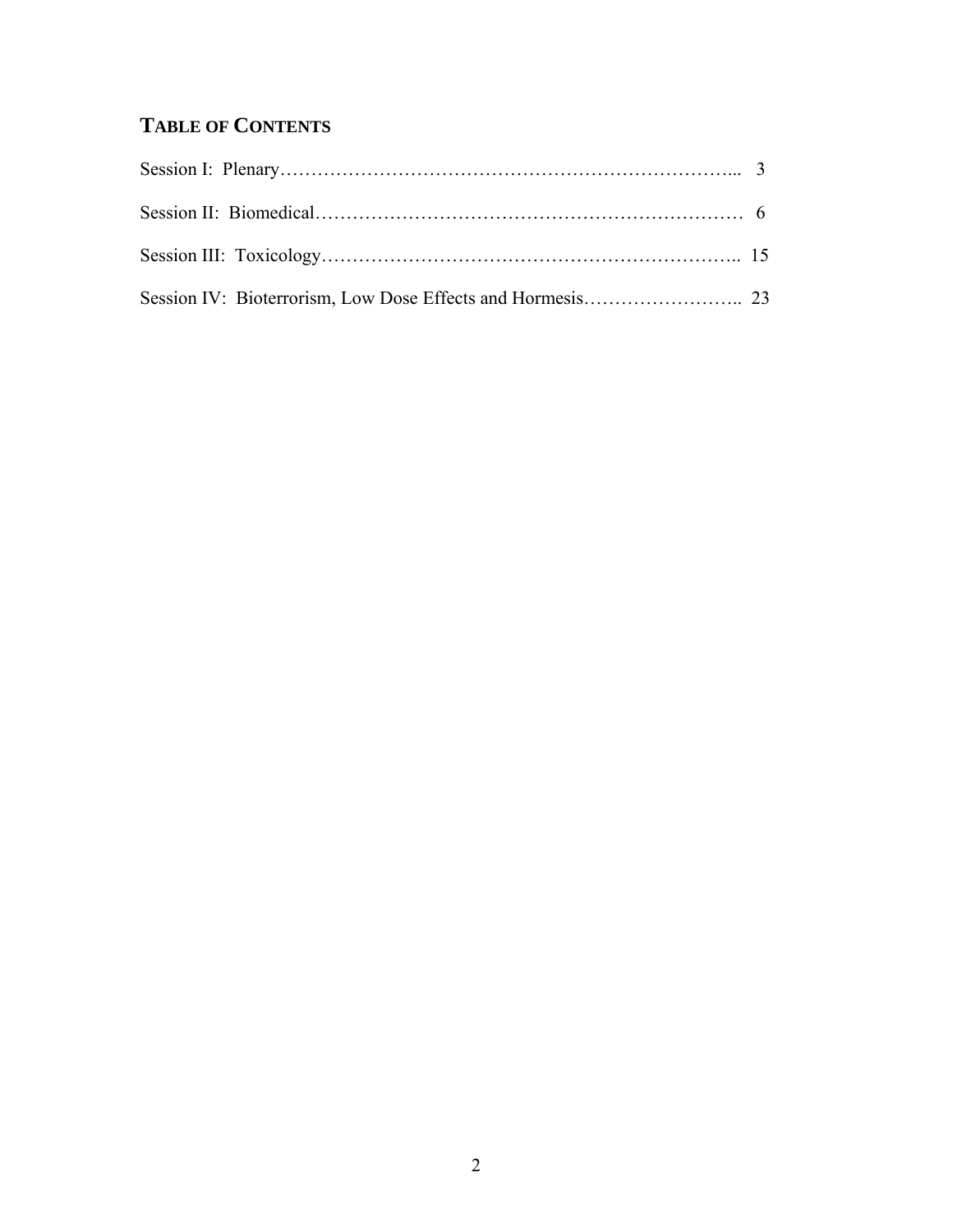## TABLE OF CONTENTS

Session I: Plenary………………………………………………………………... 3

Session II: Biomedical…………………………………………………………… 6

Session III: Toxicology………………………………………………………….. 15

Session IV: Bioterrorism, Low Dose Effects and Hormesis…………………….. 23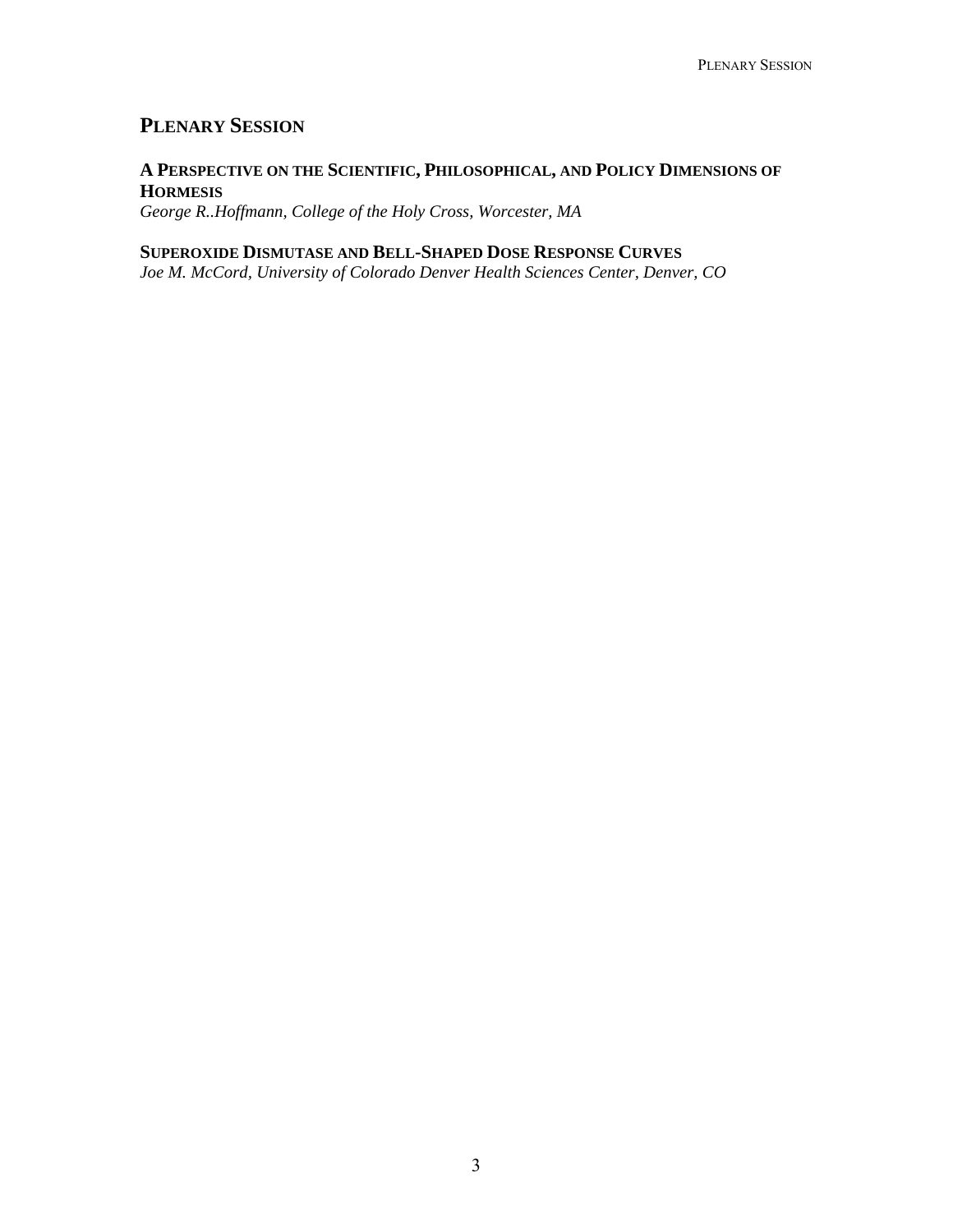## Plenary Session

### A Perspective on the Scientific, Philosophical, and Policy Dimensions of Hormesis

*George R..Hoffmann, College of the Holy Cross, Worcester, MA*

### Superoxide Dismutase and Bell-Shaped Dose Response Curves

*Joe M. McCord, University of Colorado Denver Health Sciences Center, Denver, CO*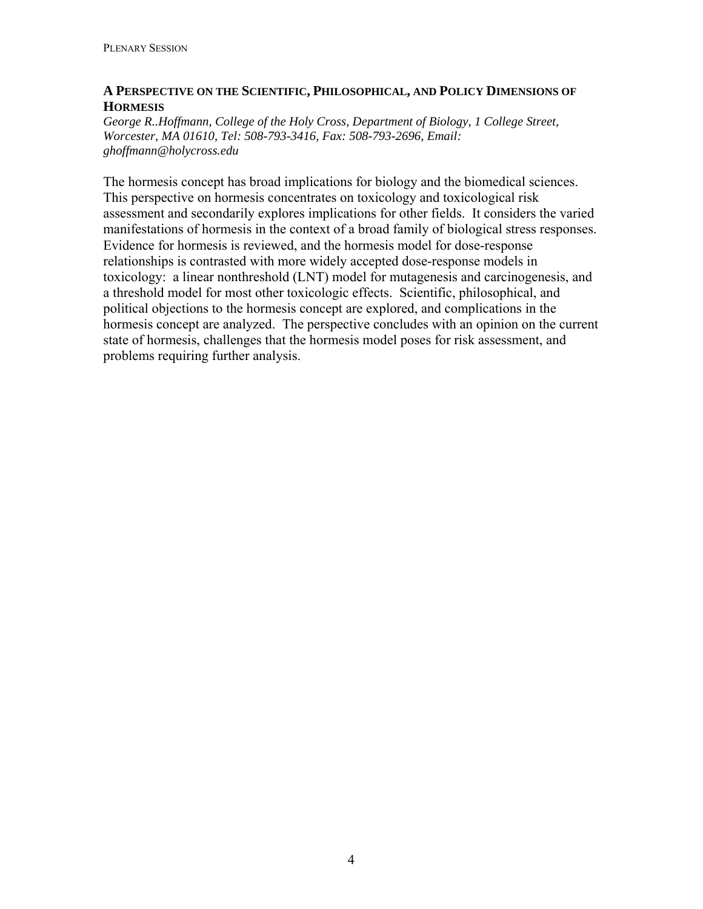## A Perspective on the Scientific, Philosophical, and Policy Dimensions of Hormesis

*George R..Hoffmann, College of the Holy Cross, Department of Biology, 1 College Street, Worcester, MA 01610, Tel: 508-793-3416, Fax: 508-793-2696, Email: ghoffmann@holycross.edu*

The hormesis concept has broad implications for biology and the biomedical sciences. This perspective on hormesis concentrates on toxicology and toxicological risk assessment and secondarily explores implications for other fields. It considers the varied manifestations of hormesis in the context of a broad family of biological stress responses. Evidence for hormesis is reviewed, and the hormesis model for dose-response relationships is contrasted with more widely accepted dose-response models in toxicology: a linear nonthreshold (LNT) model for mutagenesis and carcinogenesis, and a threshold model for most other toxicologic effects. Scientific, philosophical, and political objections to the hormesis concept are explored, and complications in the hormesis concept are analyzed. The perspective concludes with an opinion on the current state of hormesis, challenges that the hormesis model poses for risk assessment, and problems requiring further analysis.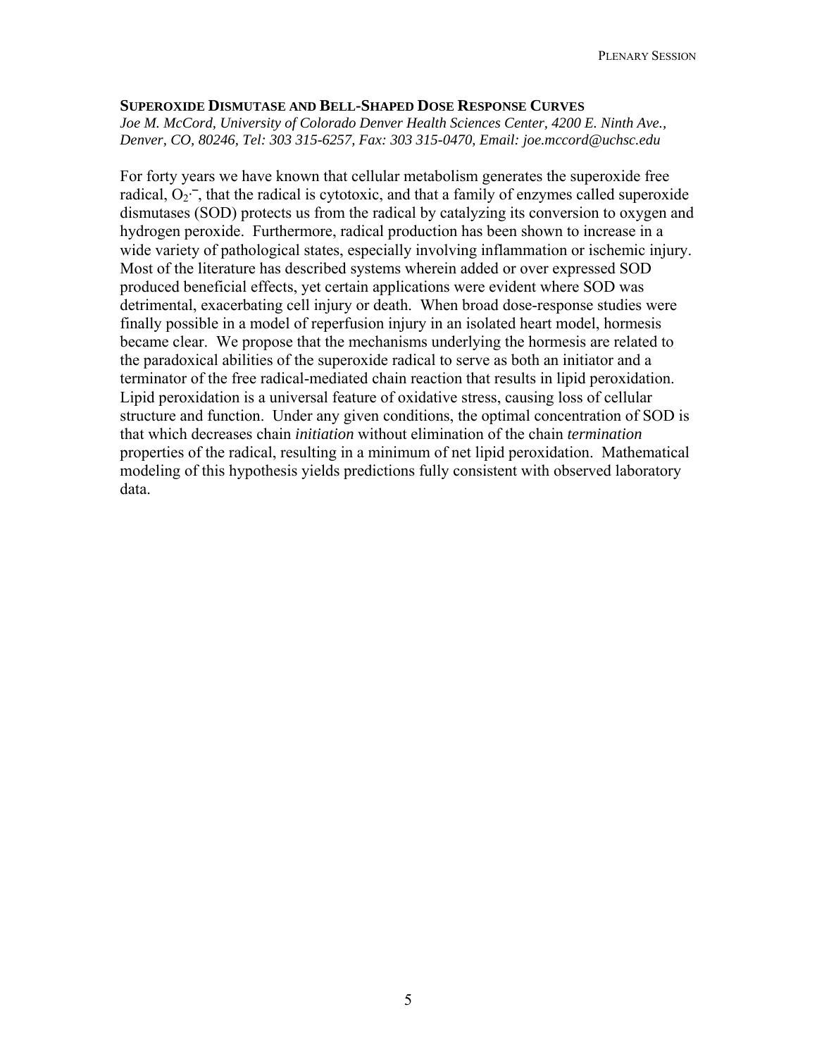## SUPEROXIDE DISMUTASE AND BELL-SHAPED DOSE RESPONSE CURVES

*Joe M. McCord, University of Colorado Denver Health Sciences Center, 4200 E. Ninth Ave., Denver, CO, 80246, Tel: 303 315-6257, Fax: 303 315-0470, Email: joe.mccord@uchsc.edu*

For forty years we have known that cellular metabolism generates the superoxide free radical, $O_2^{\cdot-}$, that the radical is cytotoxic, and that a family of enzymes called superoxide dismutases (SOD) protects us from the radical by catalyzing its conversion to oxygen and hydrogen peroxide. Furthermore, radical production has been shown to increase in a wide variety of pathological states, especially involving inflammation or ischemic injury. Most of the literature has described systems wherein added or over expressed SOD produced beneficial effects, yet certain applications were evident where SOD was detrimental, exacerbating cell injury or death. When broad dose-response studies were finally possible in a model of reperfusion injury in an isolated heart model, hormesis became clear. We propose that the mechanisms underlying the hormesis are related to the paradoxical abilities of the superoxide radical to serve as both an initiator and a terminator of the free radical-mediated chain reaction that results in lipid peroxidation. Lipid peroxidation is a universal feature of oxidative stress, causing loss of cellular structure and function. Under any given conditions, the optimal concentration of SOD is that which decreases chain *initiation* without elimination of the chain *termination* properties of the radical, resulting in a minimum of net lipid peroxidation. Mathematical modeling of this hypothesis yields predictions fully consistent with observed laboratory data.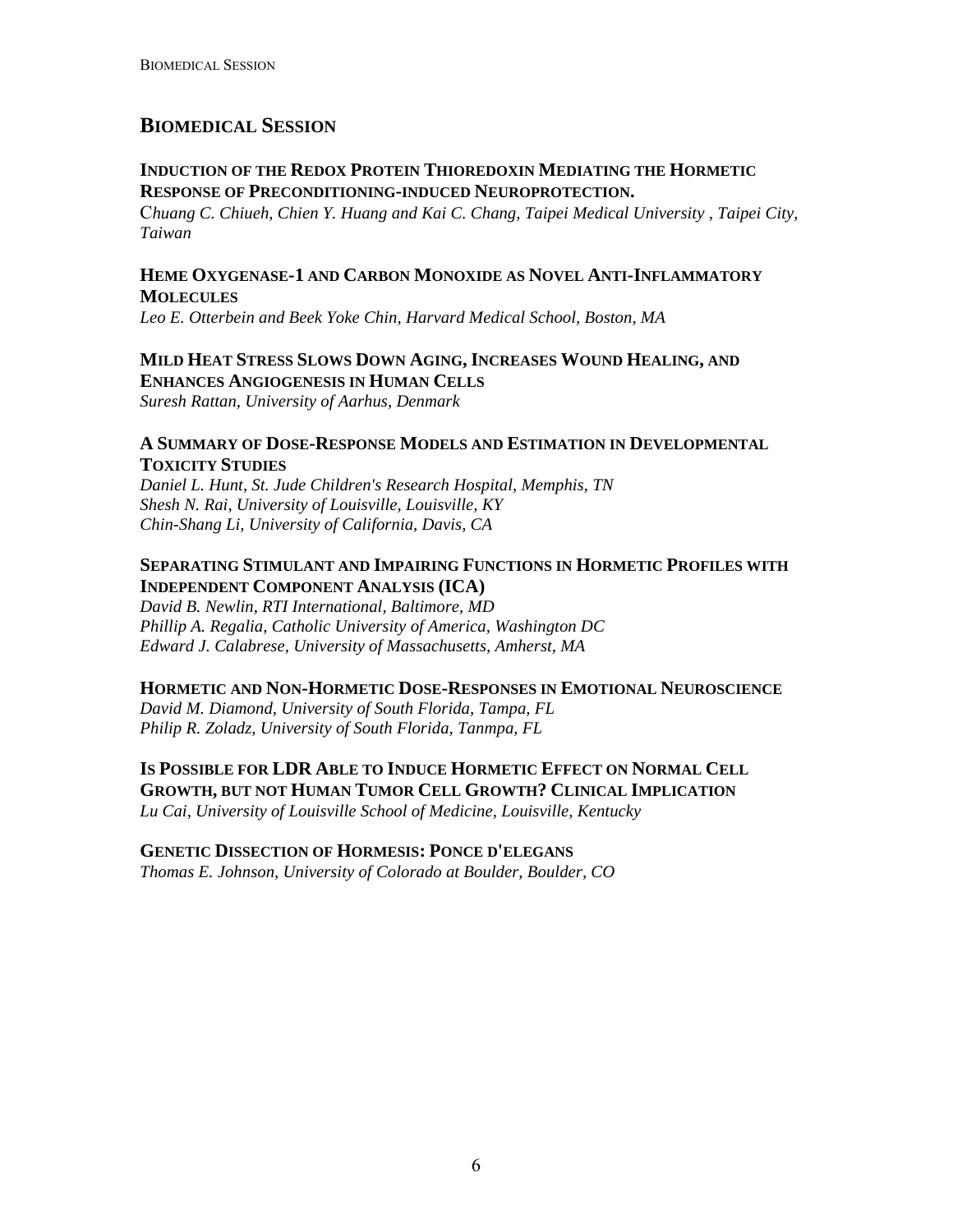## BIOMEDICAL SESSION

### INDUCTION OF THE REDOX PROTEIN THIOREDOXIN MEDIATING THE HORMETIC RESPONSE OF PRECONDITIONING-INDUCED NEUROPROTECTION.

*Chuang C. Chiueh, Chien Y. Huang and Kai C. Chang, Taipei Medical University , Taipei City, Taiwan*

### HEME OXYGENASE-1 AND CARBON MONOXIDE AS NOVEL ANTI-INFLAMMATORY MOLECULES

*Leo E. Otterbein and Beek Yoke Chin, Harvard Medical School, Boston, MA*

### MILD HEAT STRESS SLOWS DOWN AGING, INCREASES WOUND HEALING, AND ENHANCES ANGIOGENESIS IN HUMAN CELLS

*Suresh Rattan, University of Aarhus, Denmark*

### A SUMMARY OF DOSE-RESPONSE MODELS AND ESTIMATION IN DEVELOPMENTAL TOXICITY STUDIES

*Daniel L. Hunt, St. Jude Children's Research Hospital, Memphis, TN*
*Shesh N. Rai, University of Louisville, Louisville, KY*
*Chin-Shang Li, University of California, Davis, CA*

### SEPARATING STIMULANT AND IMPAIRING FUNCTIONS IN HORMETIC PROFILES WITH INDEPENDENT COMPONENT ANALYSIS (ICA)

*David B. Newlin, RTI International, Baltimore, MD*
*Phillip A. Regalia, Catholic University of America, Washington DC*
*Edward J. Calabrese, University of Massachusetts, Amherst, MA*

### HORMETIC AND NON-HORMETIC DOSE-RESPONSES IN EMOTIONAL NEUROSCIENCE

*David M. Diamond, University of South Florida, Tampa, FL*
*Philip R. Zoladz, University of South Florida, Tanmpa, FL*

### IS POSSIBLE FOR LDR ABLE TO INDUCE HORMETIC EFFECT ON NORMAL CELL GROWTH, BUT NOT HUMAN TUMOR CELL GROWTH? CLINICAL IMPLICATION

*Lu Cai, University of Louisville School of Medicine, Louisville, Kentucky*

### GENETIC DISSECTION OF HORMESIS: PONCE D'ELEGANS

*Thomas E. Johnson, University of Colorado at Boulder, Boulder, CO*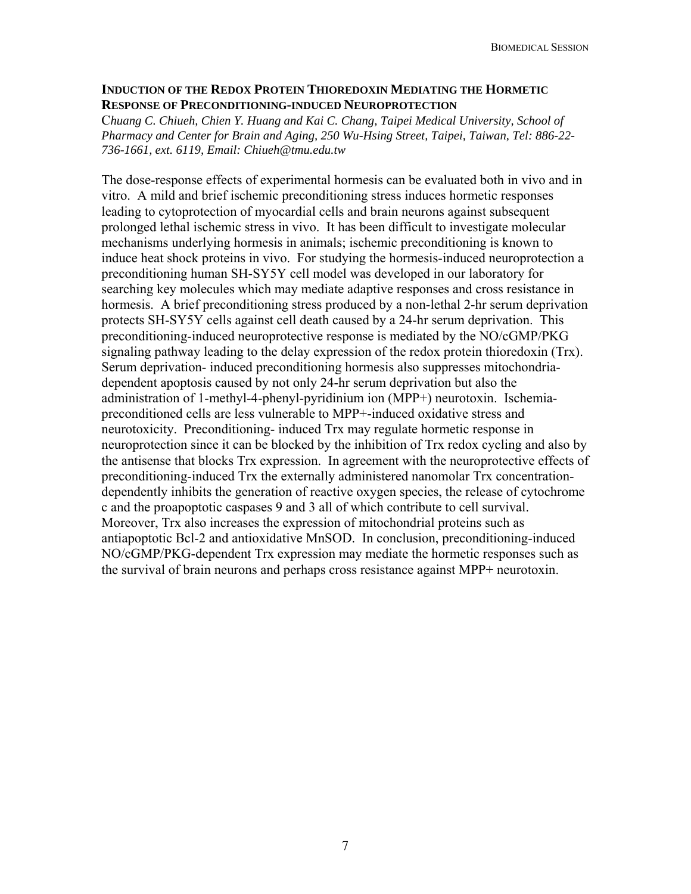## INDUCTION OF THE REDOX PROTEIN THIOREDOXIN MEDIATING THE HORMETIC RESPONSE OF PRECONDITIONING-INDUCED NEUROPROTECTION

*Chuang C. Chiueh, Chien Y. Huang and Kai C. Chang, Taipei Medical University, School of Pharmacy and Center for Brain and Aging, 250 Wu-Hsing Street, Taipei, Taiwan, Tel: 886-22-736-1661, ext. 6119, Email: Chiueh@tmu.edu.tw*

The dose-response effects of experimental hormesis can be evaluated both in vivo and in vitro. A mild and brief ischemic preconditioning stress induces hormetic responses leading to cytoprotection of myocardial cells and brain neurons against subsequent prolonged lethal ischemic stress in vivo. It has been difficult to investigate molecular mechanisms underlying hormesis in animals; ischemic preconditioning is known to induce heat shock proteins in vivo. For studying the hormesis-induced neuroprotection a preconditioning human SH-SY5Y cell model was developed in our laboratory for searching key molecules which may mediate adaptive responses and cross resistance in hormesis. A brief preconditioning stress produced by a non-lethal 2-hr serum deprivation protects SH-SY5Y cells against cell death caused by a 24-hr serum deprivation. This preconditioning-induced neuroprotective response is mediated by the NO/cGMP/PKG signaling pathway leading to the delay expression of the redox protein thioredoxin (Trx). Serum deprivation- induced preconditioning hormesis also suppresses mitochondria-dependent apoptosis caused by not only 24-hr serum deprivation but also the administration of 1-methyl-4-phenyl-pyridinium ion (MPP+) neurotoxin. Ischemia-preconditioned cells are less vulnerable to MPP+-induced oxidative stress and neurotoxicity. Preconditioning- induced Trx may regulate hormetic response in neuroprotection since it can be blocked by the inhibition of Trx redox cycling and also by the antisense that blocks Trx expression. In agreement with the neuroprotective effects of preconditioning-induced Trx the externally administered nanomolar Trx concentration-dependently inhibits the generation of reactive oxygen species, the release of cytochrome c and the proapoptotic caspases 9 and 3 all of which contribute to cell survival. Moreover, Trx also increases the expression of mitochondrial proteins such as antiapoptotic Bcl-2 and antioxidative MnSOD. In conclusion, preconditioning-induced NO/cGMP/PKG-dependent Trx expression may mediate the hormetic responses such as the survival of brain neurons and perhaps cross resistance against MPP+ neurotoxin.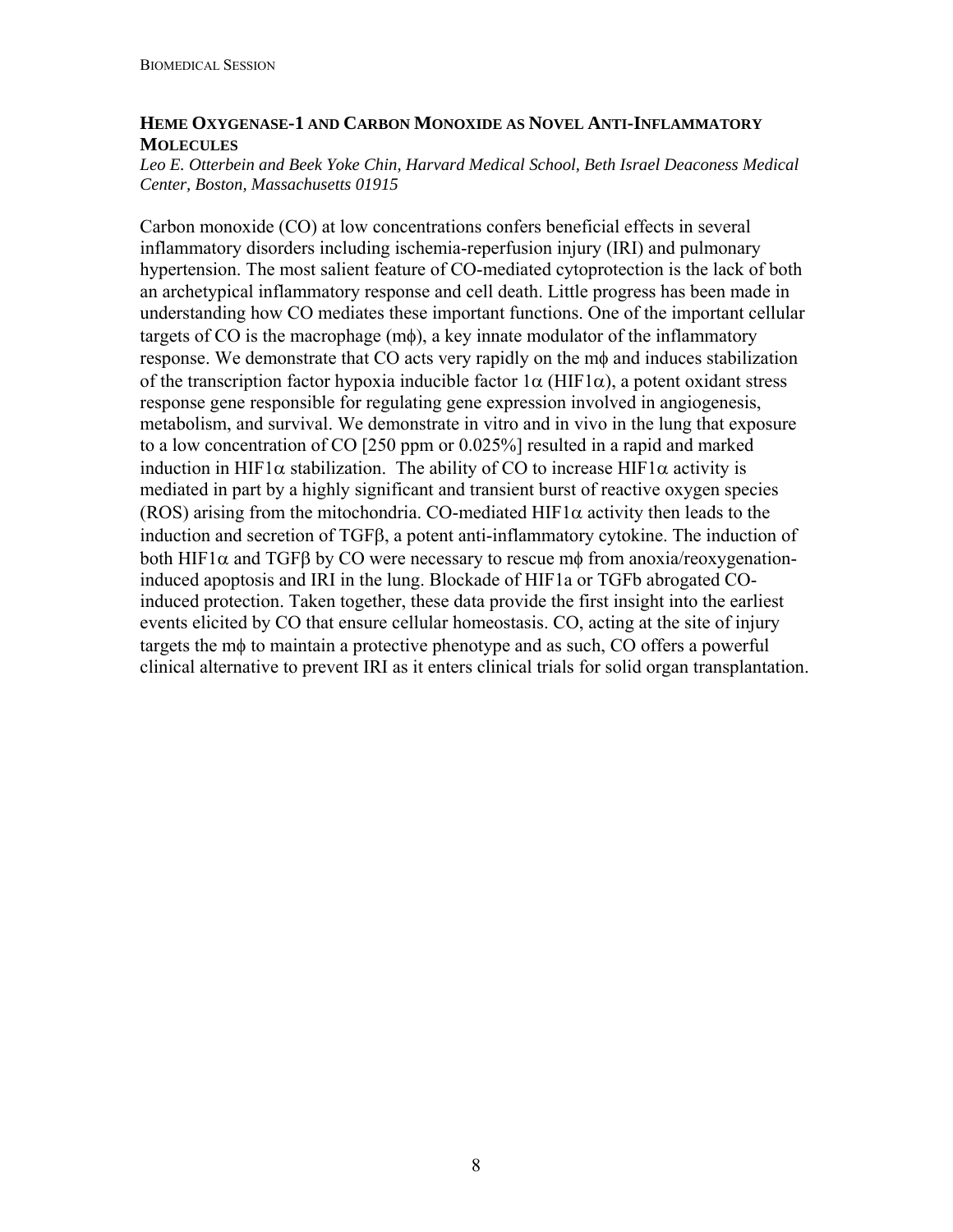## HEME OXYGENASE-1 AND CARBON MONOXIDE AS NOVEL ANTI-INFLAMMATORY MOLECULES

*Leo E. Otterbein and Beek Yoke Chin, Harvard Medical School, Beth Israel Deaconess Medical Center, Boston, Massachusetts 01915*

Carbon monoxide (CO) at low concentrations confers beneficial effects in several inflammatory disorders including ischemia-reperfusion injury (IRI) and pulmonary hypertension. The most salient feature of CO-mediated cytoprotection is the lack of both an archetypical inflammatory response and cell death. Little progress has been made in understanding how CO mediates these important functions. One of the important cellular targets of CO is the macrophage ($m\phi$), a key innate modulator of the inflammatory response. We demonstrate that CO acts very rapidly on the $m\phi$ and induces stabilization of the transcription factor hypoxia inducible factor $1\alpha$ ($HIF1\alpha$), a potent oxidant stress response gene responsible for regulating gene expression involved in angiogenesis, metabolism, and survival. We demonstrate in vitro and in vivo in the lung that exposure to a low concentration of CO [250 ppm or 0.025%] resulted in a rapid and marked induction in $HIF1\alpha$ stabilization. The ability of CO to increase $HIF1\alpha$ activity is mediated in part by a highly significant and transient burst of reactive oxygen species (ROS) arising from the mitochondria. CO-mediated $HIF1\alpha$ activity then leads to the induction and secretion of $TGF\beta$, a potent anti-inflammatory cytokine. The induction of both $HIF1\alpha$ and $TGF\beta$ by CO were necessary to rescue $m\phi$ from anoxia/reoxygenation-induced apoptosis and IRI in the lung. Blockade of HIF1a or TGFb abrogated CO-induced protection. Taken together, these data provide the first insight into the earliest events elicited by CO that ensure cellular homeostasis. CO, acting at the site of injury targets the $m\phi$ to maintain a protective phenotype and as such, CO offers a powerful clinical alternative to prevent IRI as it enters clinical trials for solid organ transplantation.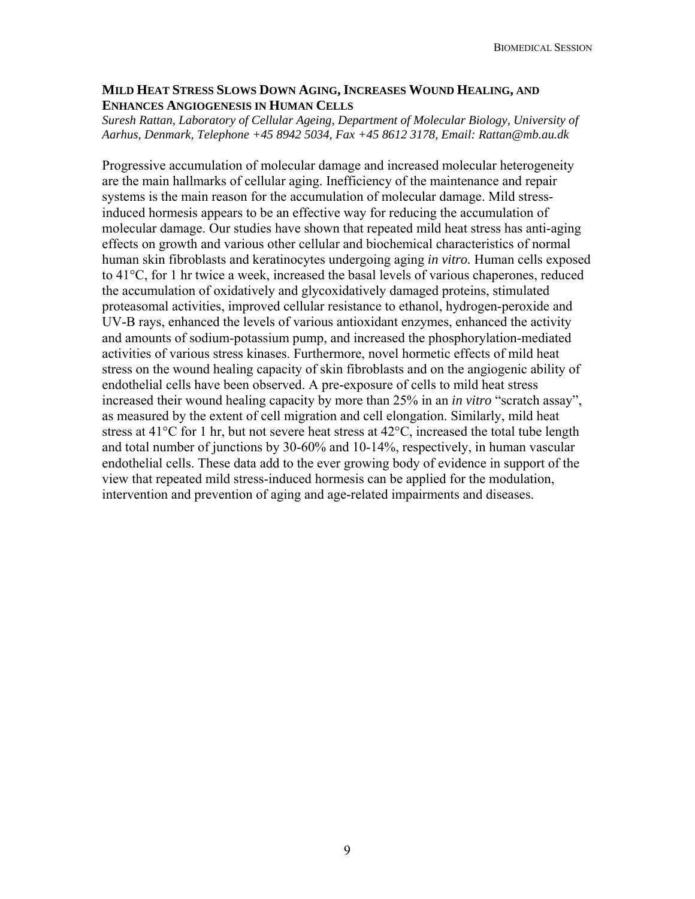## Mild Heat Stress Slows Down Aging, Increases Wound Healing, and Enhances Angiogenesis in Human Cells

*Suresh Rattan, Laboratory of Cellular Ageing, Department of Molecular Biology, University of Aarhus, Denmark, Telephone +45 8942 5034, Fax +45 8612 3178, Email: Rattan@mb.au.dk*

Progressive accumulation of molecular damage and increased molecular heterogeneity are the main hallmarks of cellular aging. Inefficiency of the maintenance and repair systems is the main reason for the accumulation of molecular damage. Mild stress-induced hormesis appears to be an effective way for reducing the accumulation of molecular damage. Our studies have shown that repeated mild heat stress has anti-aging effects on growth and various other cellular and biochemical characteristics of normal human skin fibroblasts and keratinocytes undergoing aging *in vitro.* Human cells exposed to 41°C, for 1 hr twice a week, increased the basal levels of various chaperones, reduced the accumulation of oxidatively and glycoxidatively damaged proteins, stimulated proteasomal activities, improved cellular resistance to ethanol, hydrogen-peroxide and UV-B rays, enhanced the levels of various antioxidant enzymes, enhanced the activity and amounts of sodium-potassium pump, and increased the phosphorylation-mediated activities of various stress kinases. Furthermore, novel hormetic effects of mild heat stress on the wound healing capacity of skin fibroblasts and on the angiogenic ability of endothelial cells have been observed. A pre-exposure of cells to mild heat stress increased their wound healing capacity by more than 25% in an *in vitro* "scratch assay", as measured by the extent of cell migration and cell elongation. Similarly, mild heat stress at 41°C for 1 hr, but not severe heat stress at 42°C, increased the total tube length and total number of junctions by 30-60% and 10-14%, respectively, in human vascular endothelial cells. These data add to the ever growing body of evidence in support of the view that repeated mild stress-induced hormesis can be applied for the modulation, intervention and prevention of aging and age-related impairments and diseases.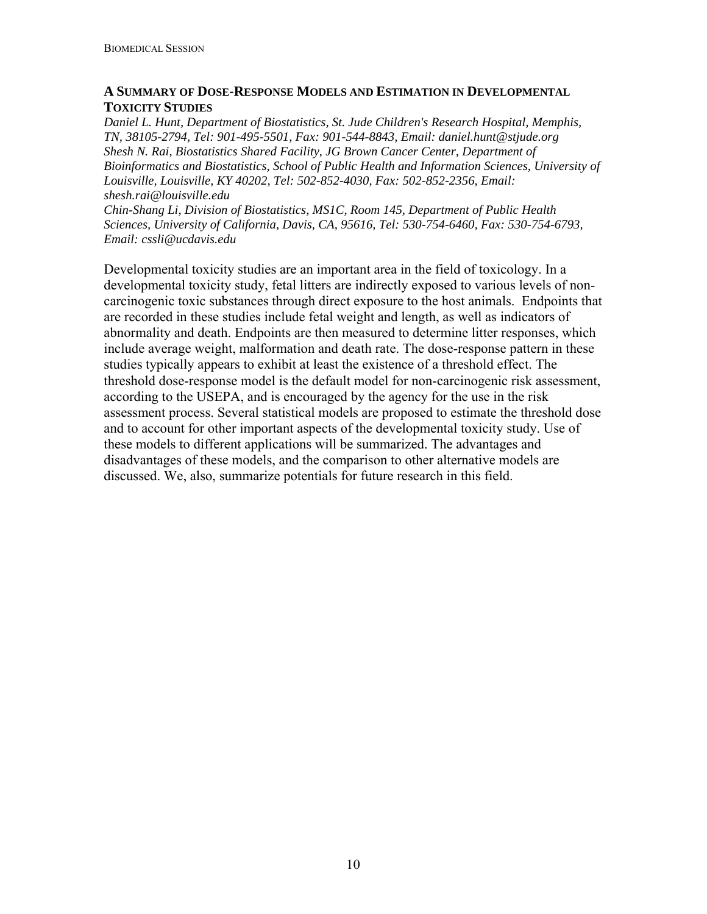## A SUMMARY OF DOSE-RESPONSE MODELS AND ESTIMATION IN DEVELOPMENTAL TOXICITY STUDIES

*Daniel L. Hunt, Department of Biostatistics, St. Jude Children's Research Hospital, Memphis, TN, 38105-2794, Tel: 901-495-5501, Fax: 901-544-8843, Email: daniel.hunt@stjude.org*
*Shesh N. Rai, Biostatistics Shared Facility, JG Brown Cancer Center, Department of Bioinformatics and Biostatistics, School of Public Health and Information Sciences, University of Louisville, Louisville, KY 40202, Tel: 502-852-4030, Fax: 502-852-2356, Email: shesh.rai@louisville.edu*
*Chin-Shang Li, Division of Biostatistics, MS1C, Room 145, Department of Public Health Sciences, University of California, Davis, CA, 95616, Tel: 530-754-6460, Fax: 530-754-6793, Email: cssli@ucdavis.edu*

Developmental toxicity studies are an important area in the field of toxicology. In a developmental toxicity study, fetal litters are indirectly exposed to various levels of non-carcinogenic toxic substances through direct exposure to the host animals. Endpoints that are recorded in these studies include fetal weight and length, as well as indicators of abnormality and death. Endpoints are then measured to determine litter responses, which include average weight, malformation and death rate. The dose-response pattern in these studies typically appears to exhibit at least the existence of a threshold effect. The threshold dose-response model is the default model for non-carcinogenic risk assessment, according to the USEPA, and is encouraged by the agency for the use in the risk assessment process. Several statistical models are proposed to estimate the threshold dose and to account for other important aspects of the developmental toxicity study. Use of these models to different applications will be summarized. The advantages and disadvantages of these models, and the comparison to other alternative models are discussed. We, also, summarize potentials for future research in this field.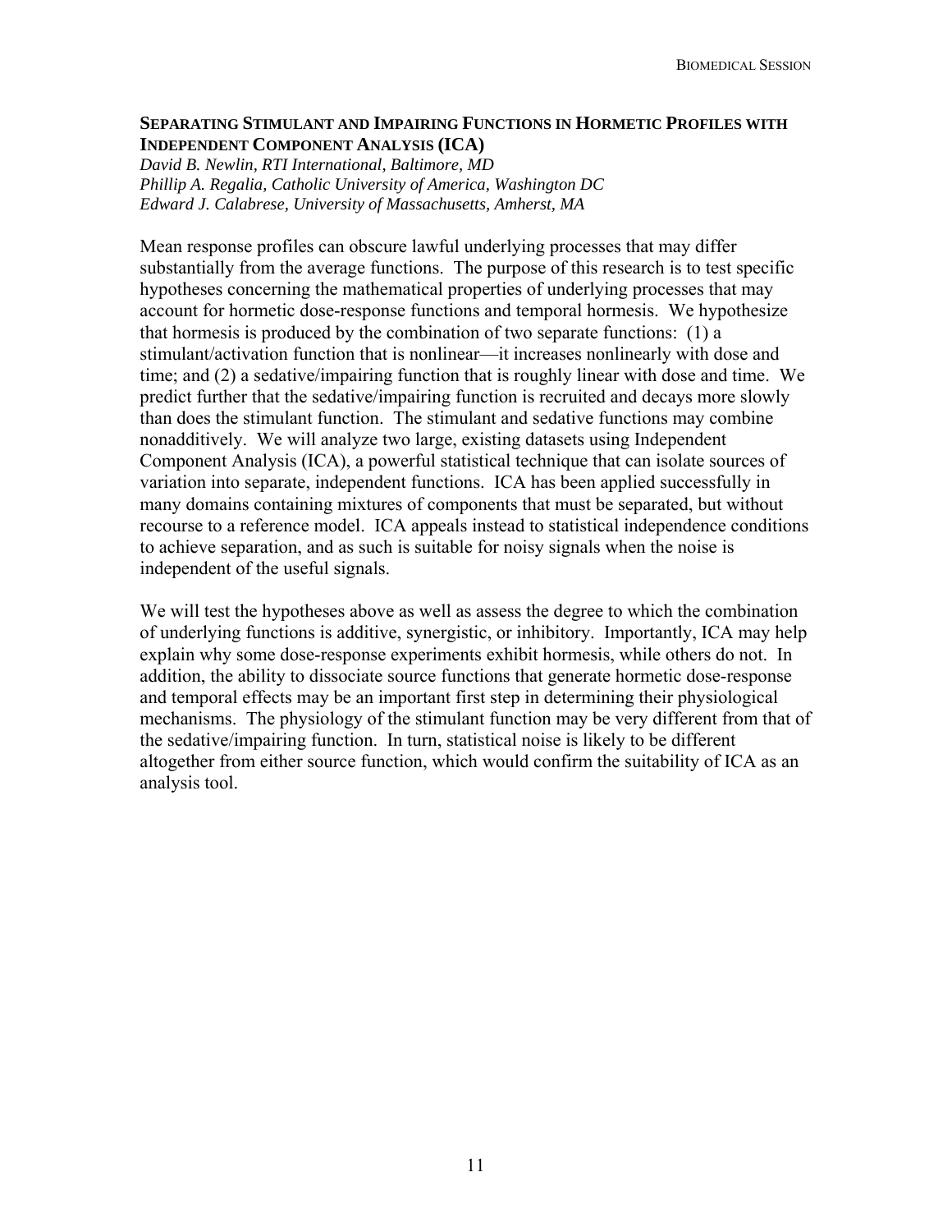## Separating Stimulant and Impairing Functions in Hormetic Profiles with Independent Component Analysis (ICA)

*David B. Newlin, RTI International, Baltimore, MD*
*Phillip A. Regalia, Catholic University of America, Washington DC*
*Edward J. Calabrese, University of Massachusetts, Amherst, MA*

Mean response profiles can obscure lawful underlying processes that may differ substantially from the average functions. The purpose of this research is to test specific hypotheses concerning the mathematical properties of underlying processes that may account for hormetic dose-response functions and temporal hormesis. We hypothesize that hormesis is produced by the combination of two separate functions: (1) a stimulant/activation function that is nonlinear—it increases nonlinearly with dose and time; and (2) a sedative/impairing function that is roughly linear with dose and time. We predict further that the sedative/impairing function is recruited and decays more slowly than does the stimulant function. The stimulant and sedative functions may combine nonadditively. We will analyze two large, existing datasets using Independent Component Analysis (ICA), a powerful statistical technique that can isolate sources of variation into separate, independent functions. ICA has been applied successfully in many domains containing mixtures of components that must be separated, but without recourse to a reference model. ICA appeals instead to statistical independence conditions to achieve separation, and as such is suitable for noisy signals when the noise is independent of the useful signals.

We will test the hypotheses above as well as assess the degree to which the combination of underlying functions is additive, synergistic, or inhibitory. Importantly, ICA may help explain why some dose-response experiments exhibit hormesis, while others do not. In addition, the ability to dissociate source functions that generate hormetic dose-response and temporal effects may be an important first step in determining their physiological mechanisms. The physiology of the stimulant function may be very different from that of the sedative/impairing function. In turn, statistical noise is likely to be different altogether from either source function, which would confirm the suitability of ICA as an analysis tool.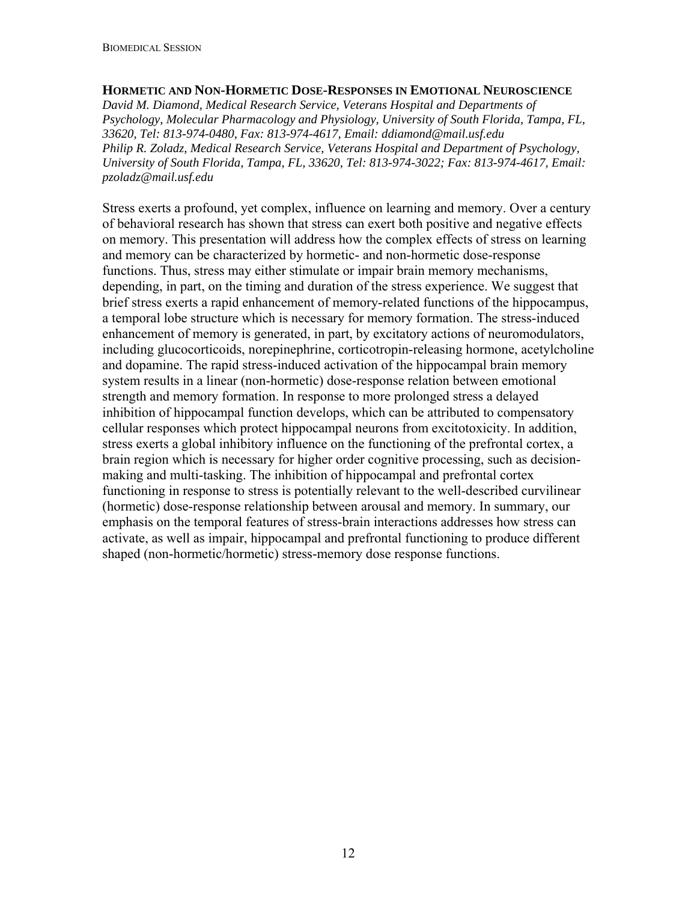## HORMETIC AND NON-HORMETIC DOSE-RESPONSES IN EMOTIONAL NEUROSCIENCE

*David M. Diamond, Medical Research Service, Veterans Hospital and Departments of Psychology, Molecular Pharmacology and Physiology, University of South Florida, Tampa, FL, 33620, Tel: 813-974-0480, Fax: 813-974-4617, Email: ddiamond@mail.usf.edu*
*Philip R. Zoladz, Medical Research Service, Veterans Hospital and Department of Psychology, University of South Florida, Tampa, FL, 33620, Tel: 813-974-3022; Fax: 813-974-4617, Email: pzoladz@mail.usf.edu*

Stress exerts a profound, yet complex, influence on learning and memory. Over a century of behavioral research has shown that stress can exert both positive and negative effects on memory. This presentation will address how the complex effects of stress on learning and memory can be characterized by hormetic- and non-hormetic dose-response functions. Thus, stress may either stimulate or impair brain memory mechanisms, depending, in part, on the timing and duration of the stress experience. We suggest that brief stress exerts a rapid enhancement of memory-related functions of the hippocampus, a temporal lobe structure which is necessary for memory formation. The stress-induced enhancement of memory is generated, in part, by excitatory actions of neuromodulators, including glucocorticoids, norepinephrine, corticotropin-releasing hormone, acetylcholine and dopamine. The rapid stress-induced activation of the hippocampal brain memory system results in a linear (non-hormetic) dose-response relation between emotional strength and memory formation. In response to more prolonged stress a delayed inhibition of hippocampal function develops, which can be attributed to compensatory cellular responses which protect hippocampal neurons from excitotoxicity. In addition, stress exerts a global inhibitory influence on the functioning of the prefrontal cortex, a brain region which is necessary for higher order cognitive processing, such as decision-making and multi-tasking. The inhibition of hippocampal and prefrontal cortex functioning in response to stress is potentially relevant to the well-described curvilinear (hormetic) dose-response relationship between arousal and memory. In summary, our emphasis on the temporal features of stress-brain interactions addresses how stress can activate, as well as impair, hippocampal and prefrontal functioning to produce different shaped (non-hormetic/hormetic) stress-memory dose response functions.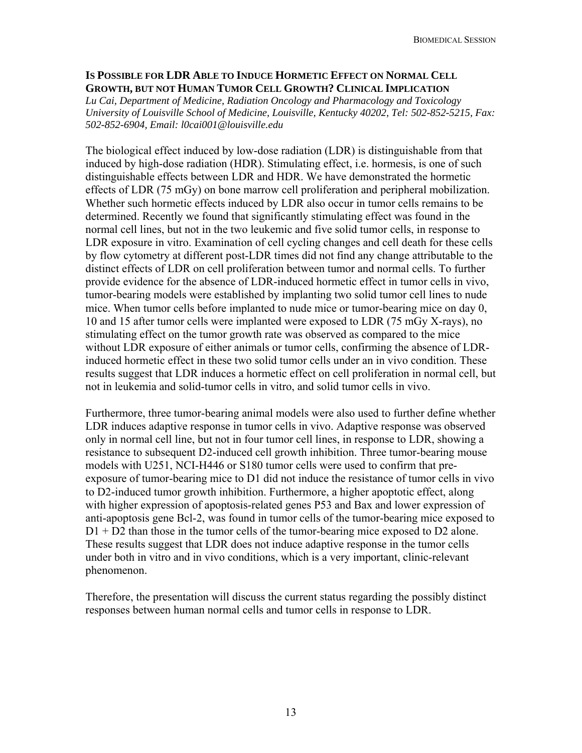## IS POSSIBLE FOR LDR ABLE TO INDUCE HORMETIC EFFECT ON NORMAL CELL GROWTH, BUT NOT HUMAN TUMOR CELL GROWTH? CLINICAL IMPLICATION

*Lu Cai, Department of Medicine, Radiation Oncology and Pharmacology and Toxicology University of Louisville School of Medicine, Louisville, Kentucky 40202, Tel: 502-852-5215, Fax: 502-852-6904, Email: l0cai001@louisville.edu*

The biological effect induced by low-dose radiation (LDR) is distinguishable from that induced by high-dose radiation (HDR). Stimulating effect, i.e. hormesis, is one of such distinguishable effects between LDR and HDR. We have demonstrated the hormetic effects of LDR (75 mGy) on bone marrow cell proliferation and peripheral mobilization. Whether such hormetic effects induced by LDR also occur in tumor cells remains to be determined. Recently we found that significantly stimulating effect was found in the normal cell lines, but not in the two leukemic and five solid tumor cells, in response to LDR exposure in vitro. Examination of cell cycling changes and cell death for these cells by flow cytometry at different post-LDR times did not find any change attributable to the distinct effects of LDR on cell proliferation between tumor and normal cells. To further provide evidence for the absence of LDR-induced hormetic effect in tumor cells in vivo, tumor-bearing models were established by implanting two solid tumor cell lines to nude mice. When tumor cells before implanted to nude mice or tumor-bearing mice on day 0, 10 and 15 after tumor cells were implanted were exposed to LDR (75 mGy X-rays), no stimulating effect on the tumor growth rate was observed as compared to the mice without LDR exposure of either animals or tumor cells, confirming the absence of LDR-induced hormetic effect in these two solid tumor cells under an in vivo condition. These results suggest that LDR induces a hormetic effect on cell proliferation in normal cell, but not in leukemia and solid-tumor cells in vitro, and solid tumor cells in vivo.

Furthermore, three tumor-bearing animal models were also used to further define whether LDR induces adaptive response in tumor cells in vivo. Adaptive response was observed only in normal cell line, but not in four tumor cell lines, in response to LDR, showing a resistance to subsequent D2-induced cell growth inhibition. Three tumor-bearing mouse models with U251, NCI-H446 or S180 tumor cells were used to confirm that pre-exposure of tumor-bearing mice to D1 did not induce the resistance of tumor cells in vivo to D2-induced tumor growth inhibition. Furthermore, a higher apoptotic effect, along with higher expression of apoptosis-related genes P53 and Bax and lower expression of anti-apoptosis gene Bcl-2, was found in tumor cells of the tumor-bearing mice exposed to D1 + D2 than those in the tumor cells of the tumor-bearing mice exposed to D2 alone. These results suggest that LDR does not induce adaptive response in the tumor cells under both in vitro and in vivo conditions, which is a very important, clinic-relevant phenomenon.

Therefore, the presentation will discuss the current status regarding the possibly distinct responses between human normal cells and tumor cells in response to LDR.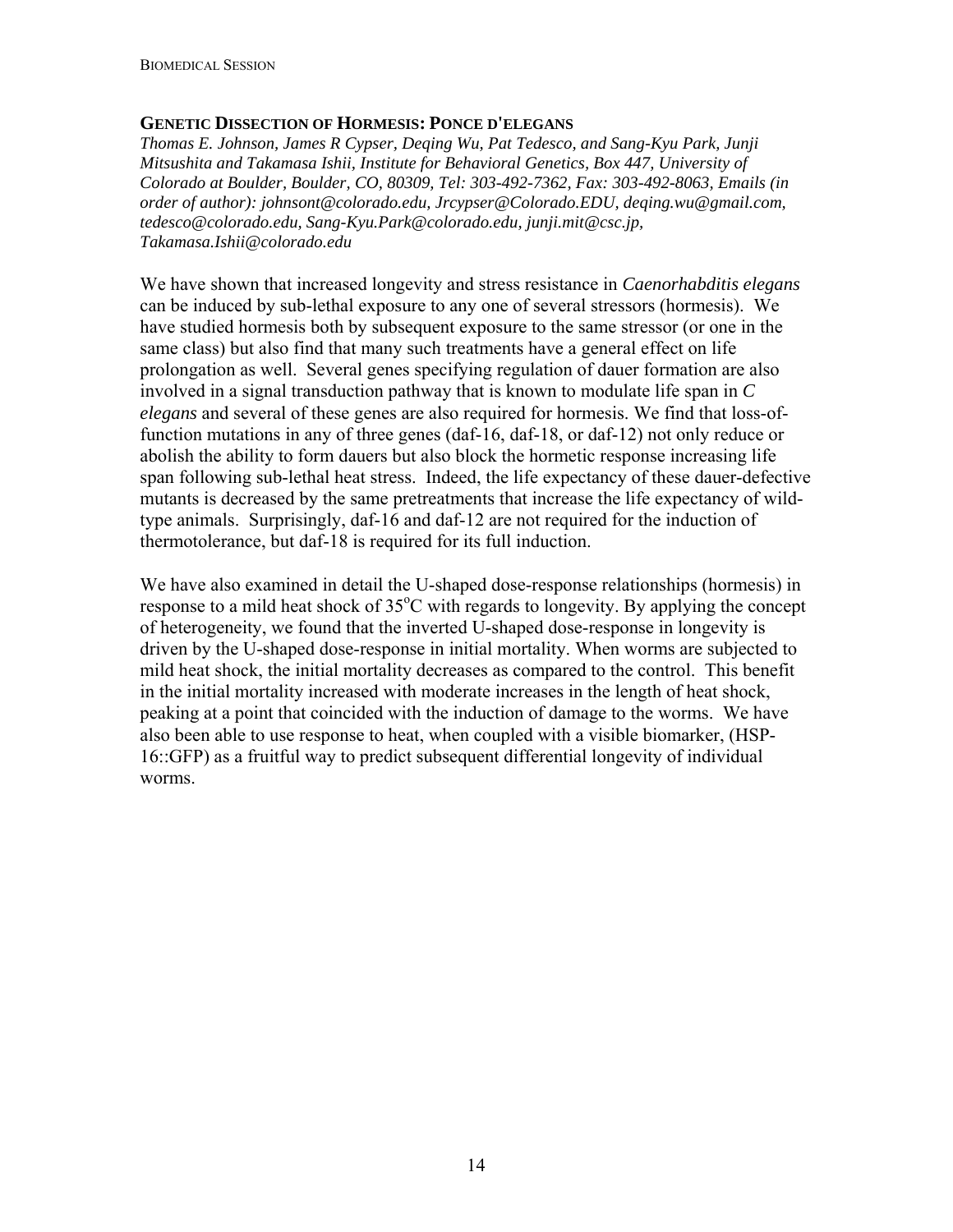## GENETIC DISSECTION OF HORMESIS: PONCE D'ELEGANS

*Thomas E. Johnson, James R Cypser, Deqing Wu, Pat Tedesco, and Sang-Kyu Park, Junji Mitsushita and Takamasa Ishii, Institute for Behavioral Genetics, Box 447, University of Colorado at Boulder, Boulder, CO, 80309, Tel: 303-492-7362, Fax: 303-492-8063, Emails (in order of author): johnsont@colorado.edu, Jrcypser@Colorado.EDU, deqing.wu@gmail.com, tedesco@colorado.edu, Sang-Kyu.Park@colorado.edu, junji.mit@csc.jp, Takamasa.Ishii@colorado.edu*

We have shown that increased longevity and stress resistance in *Caenorhabditis elegans* can be induced by sub-lethal exposure to any one of several stressors (hormesis). We have studied hormesis both by subsequent exposure to the same stressor (or one in the same class) but also find that many such treatments have a general effect on life prolongation as well. Several genes specifying regulation of dauer formation are also involved in a signal transduction pathway that is known to modulate life span in *C elegans* and several of these genes are also required for hormesis. We find that loss-of-function mutations in any of three genes (daf-16, daf-18, or daf-12) not only reduce or abolish the ability to form dauers but also block the hormetic response increasing life span following sub-lethal heat stress. Indeed, the life expectancy of these dauer-defective mutants is decreased by the same pretreatments that increase the life expectancy of wild-type animals. Surprisingly, daf-16 and daf-12 are not required for the induction of thermotolerance, but daf-18 is required for its full induction.

We have also examined in detail the U-shaped dose-response relationships (hormesis) in response to a mild heat shock of 35°C with regards to longevity. By applying the concept of heterogeneity, we found that the inverted U-shaped dose-response in longevity is driven by the U-shaped dose-response in initial mortality. When worms are subjected to mild heat shock, the initial mortality decreases as compared to the control. This benefit in the initial mortality increased with moderate increases in the length of heat shock, peaking at a point that coincided with the induction of damage to the worms. We have also been able to use response to heat, when coupled with a visible biomarker, (HSP-16::GFP) as a fruitful way to predict subsequent differential longevity of individual worms.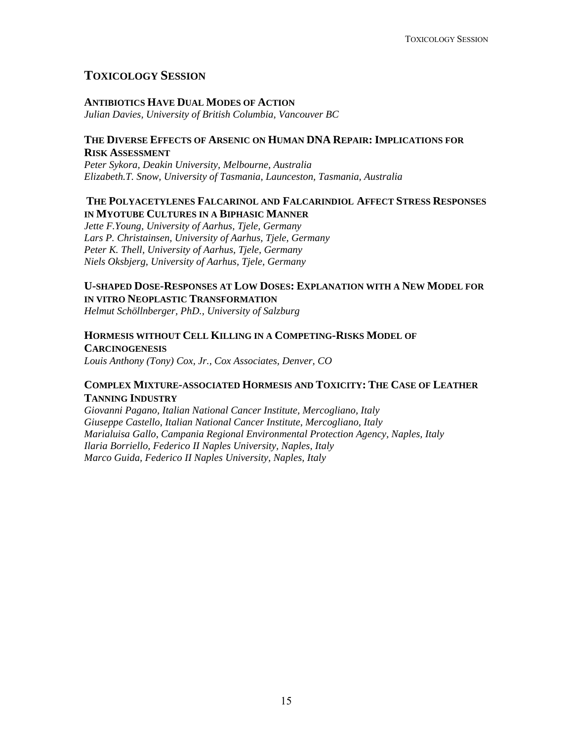# TOXICOLOGY SESSION

### ANTIBIOTICS HAVE DUAL MODES OF ACTION

*Julian Davies, University of British Columbia, Vancouver BC*

### THE DIVERSE EFFECTS OF ARSENIC ON HUMAN DNA REPAIR: IMPLICATIONS FOR RISK ASSESSMENT

*Peter Sykora, Deakin University, Melbourne, Australia*
*Elizabeth.T. Snow, University of Tasmania, Launceston, Tasmania, Australia*

### THE POLYACETYLENES FALCARINOL AND FALCARINDIOL AFFECT STRESS RESPONSES IN MYOTUBE CULTURES IN A BIPHASIC MANNER

*Jette F.Young, University of Aarhus, Tjele, Germany*
*Lars P. Christainsen, University of Aarhus, Tjele, Germany*
*Peter K. Thell, University of Aarhus, Tjele, Germany*
*Niels Oksbjerg, University of Aarhus, Tjele, Germany*

### U-SHAPED DOSE-RESPONSES AT LOW DOSES: EXPLANATION WITH A NEW MODEL FOR IN VITRO NEOPLASTIC TRANSFORMATION

*Helmut Schöllnberger, PhD., University of Salzburg*

### HORMESIS WITHOUT CELL KILLING IN A COMPETING-RISKS MODEL OF CARCINOGENESIS

*Louis Anthony (Tony) Cox, Jr., Cox Associates, Denver, CO*

### COMPLEX MIXTURE-ASSOCIATED HORMESIS AND TOXICITY: THE CASE OF LEATHER TANNING INDUSTRY

*Giovanni Pagano, Italian National Cancer Institute, Mercogliano, Italy*
*Giuseppe Castello, Italian National Cancer Institute, Mercogliano, Italy*
*Marialuisa Gallo, Campania Regional Environmental Protection Agency, Naples, Italy*
*Ilaria Borriello, Federico II Naples University, Naples, Italy*
*Marco Guida, Federico II Naples University, Naples, Italy*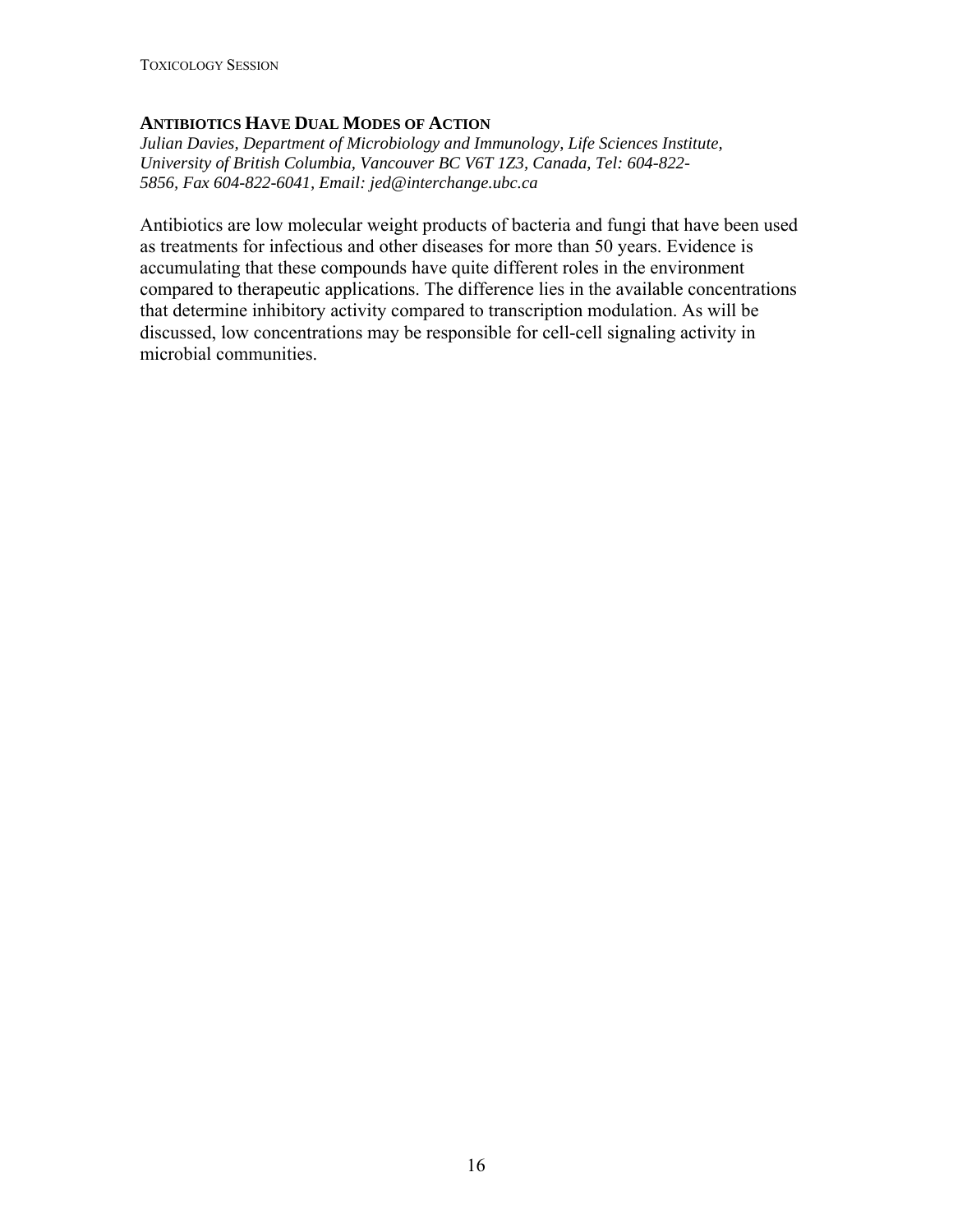## ANTIBIOTICS HAVE DUAL MODES OF ACTION

*Julian Davies, Department of Microbiology and Immunology, Life Sciences Institute, University of British Columbia, Vancouver BC V6T 1Z3, Canada, Tel: 604-822-5856, Fax 604-822-6041, Email: jed@interchange.ubc.ca*

Antibiotics are low molecular weight products of bacteria and fungi that have been used as treatments for infectious and other diseases for more than 50 years. Evidence is accumulating that these compounds have quite different roles in the environment compared to therapeutic applications. The difference lies in the available concentrations that determine inhibitory activity compared to transcription modulation. As will be discussed, low concentrations may be responsible for cell-cell signaling activity in microbial communities.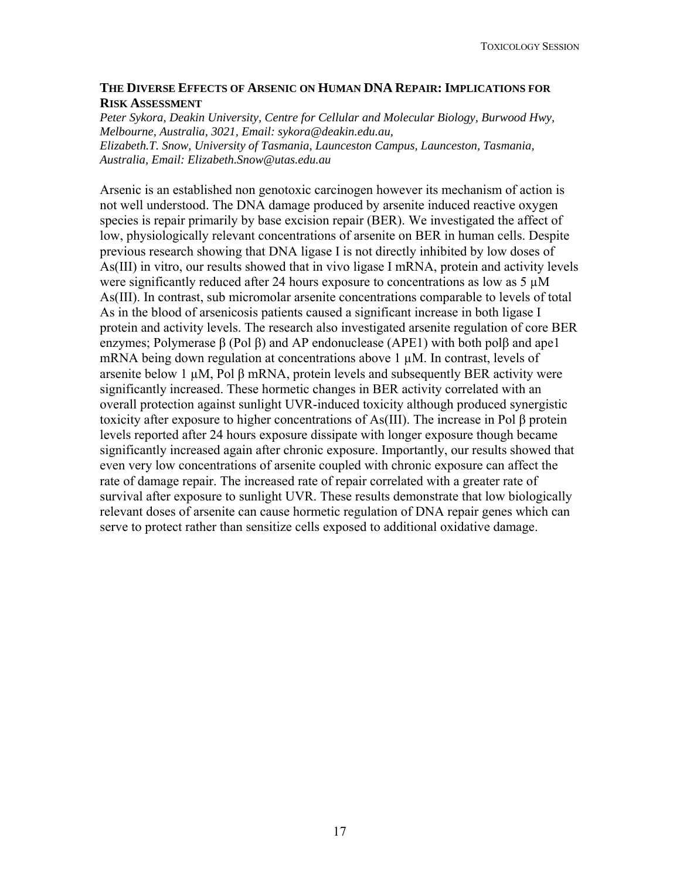## THE DIVERSE EFFECTS OF ARSENIC ON HUMAN DNA REPAIR: IMPLICATIONS FOR RISK ASSESSMENT

*Peter Sykora, Deakin University, Centre for Cellular and Molecular Biology, Burwood Hwy, Melbourne, Australia, 3021, Email: sykora@deakin.edu.au,*
*Elizabeth.T. Snow, University of Tasmania, Launceston Campus, Launceston, Tasmania, Australia, Email: Elizabeth.Snow@utas.edu.au*

Arsenic is an established non genotoxic carcinogen however its mechanism of action is not well understood. The DNA damage produced by arsenite induced reactive oxygen species is repair primarily by base excision repair (BER). We investigated the affect of low, physiologically relevant concentrations of arsenite on BER in human cells. Despite previous research showing that DNA ligase I is not directly inhibited by low doses of As(III) in vitro, our results showed that in vivo ligase I mRNA, protein and activity levels were significantly reduced after 24 hours exposure to concentrations as low as 5 μM As(III). In contrast, sub micromolar arsenite concentrations comparable to levels of total As in the blood of arsenicosis patients caused a significant increase in both ligase I protein and activity levels. The research also investigated arsenite regulation of core BER enzymes; Polymerase β (Pol β) and AP endonuclease (APE1) with both polβ and ape1 mRNA being down regulation at concentrations above 1 μM. In contrast, levels of arsenite below 1 μM, Pol β mRNA, protein levels and subsequently BER activity were significantly increased. These hormetic changes in BER activity correlated with an overall protection against sunlight UVR-induced toxicity although produced synergistic toxicity after exposure to higher concentrations of As(III). The increase in Pol β protein levels reported after 24 hours exposure dissipate with longer exposure though became significantly increased again after chronic exposure. Importantly, our results showed that even very low concentrations of arsenite coupled with chronic exposure can affect the rate of damage repair. The increased rate of repair correlated with a greater rate of survival after exposure to sunlight UVR. These results demonstrate that low biologically relevant doses of arsenite can cause hormetic regulation of DNA repair genes which can serve to protect rather than sensitize cells exposed to additional oxidative damage.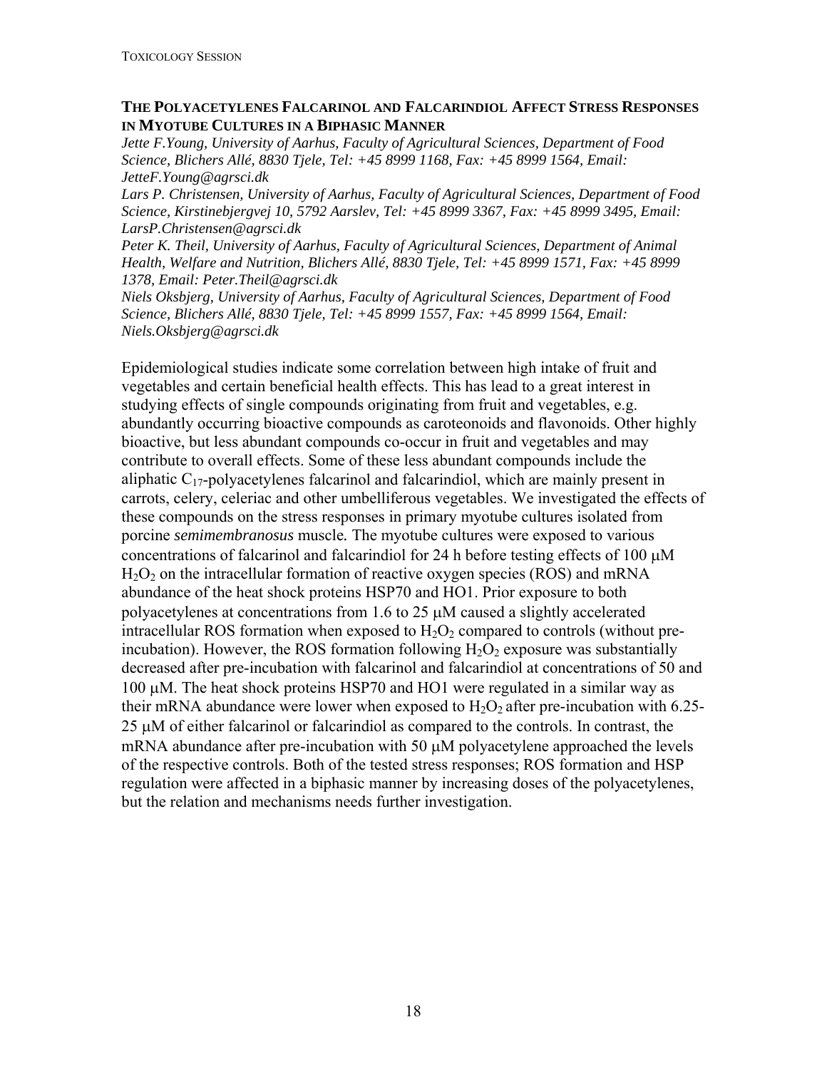## The Polyacetylenes Falcarinol and Falcarindiol Affect Stress Responses in Myotube Cultures in a Biphasic Manner

*Jette F.Young, University of Aarhus, Faculty of Agricultural Sciences, Department of Food Science, Blichers Allé, 8830 Tjele, Tel: +45 8999 1168, Fax: +45 8999 1564, Email: JetteF.Young@agrsci.dk*

*Lars P. Christensen, University of Aarhus, Faculty of Agricultural Sciences, Department of Food Science, Kirstinebjergvej 10, 5792 Aarslev, Tel: +45 8999 3367, Fax: +45 8999 3495, Email: LarsP.Christensen@agrsci.dk*

*Peter K. Theil, University of Aarhus, Faculty of Agricultural Sciences, Department of Animal Health, Welfare and Nutrition, Blichers Allé, 8830 Tjele, Tel: +45 8999 1571, Fax: +45 8999 1378, Email: Peter.Theil@agrsci.dk*

*Niels Oksbjerg, University of Aarhus, Faculty of Agricultural Sciences, Department of Food Science, Blichers Allé, 8830 Tjele, Tel: +45 8999 1557, Fax: +45 8999 1564, Email: Niels.Oksbjerg@agrsci.dk*

Epidemiological studies indicate some correlation between high intake of fruit and vegetables and certain beneficial health effects. This has lead to a great interest in studying effects of single compounds originating from fruit and vegetables, e.g. abundantly occurring bioactive compounds as caroteonoids and flavonoids. Other highly bioactive, but less abundant compounds co-occur in fruit and vegetables and may contribute to overall effects. Some of these less abundant compounds include the aliphatic $C_{17}$-polyacetylenes falcarinol and falcarindiol, which are mainly present in carrots, celery, celeriac and other umbelliferous vegetables. We investigated the effects of these compounds on the stress responses in primary myotube cultures isolated from porcine *semimembranosus* muscle. The myotube cultures were exposed to various concentrations of falcarinol and falcarindiol for 24 h before testing effects of 100 μM $H_2O_2$ on the intracellular formation of reactive oxygen species (ROS) and mRNA abundance of the heat shock proteins HSP70 and HO1. Prior exposure to both polyacetylenes at concentrations from 1.6 to 25 μM caused a slightly accelerated intracellular ROS formation when exposed to $H_2O_2$ compared to controls (without pre-incubation). However, the ROS formation following $H_2O_2$ exposure was substantially decreased after pre-incubation with falcarinol and falcarindiol at concentrations of 50 and 100 μM. The heat shock proteins HSP70 and HO1 were regulated in a similar way as their mRNA abundance were lower when exposed to $H_2O_2$ after pre-incubation with 6.25-25 μM of either falcarinol or falcarindiol as compared to the controls. In contrast, the mRNA abundance after pre-incubation with 50 μM polyacetylene approached the levels of the respective controls. Both of the tested stress responses; ROS formation and HSP regulation were affected in a biphasic manner by increasing doses of the polyacetylenes, but the relation and mechanisms needs further investigation.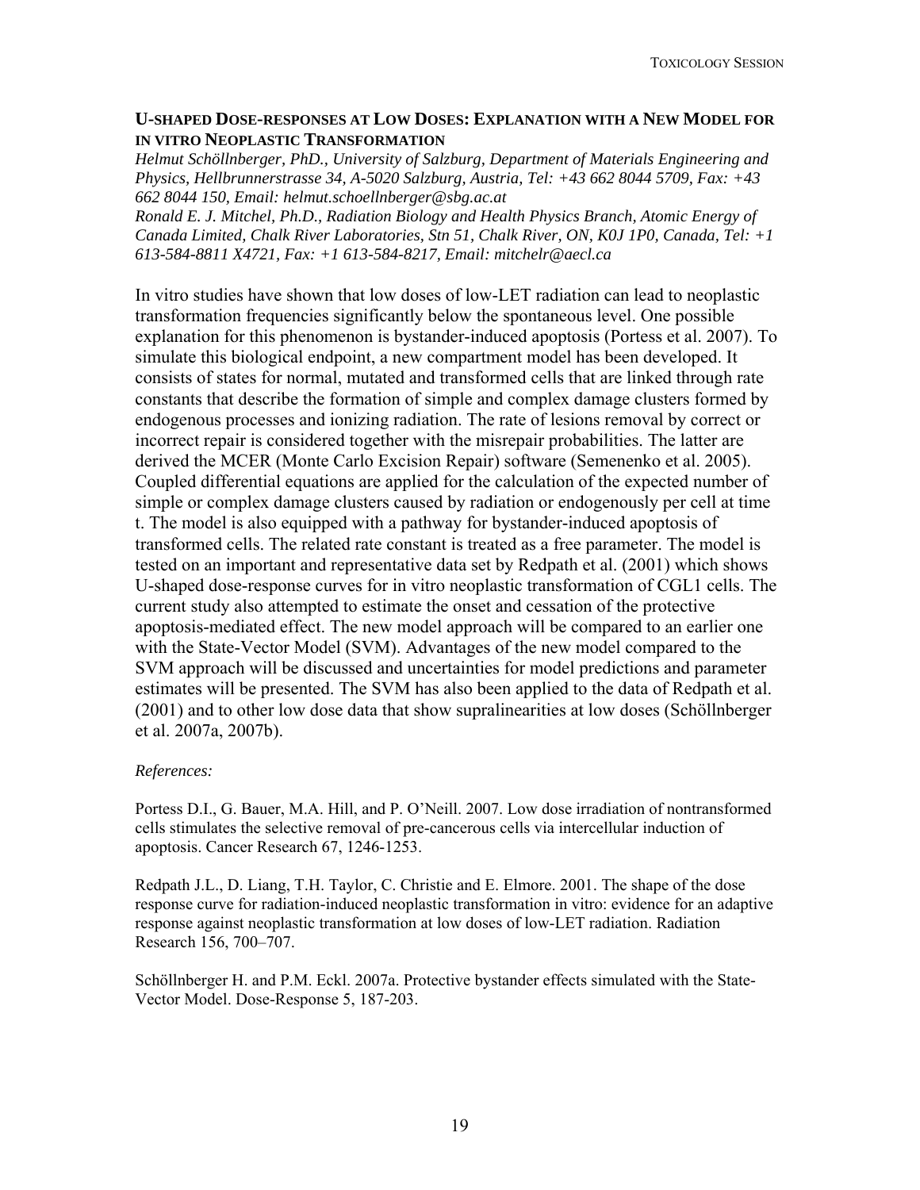## U-SHAPED DOSE-RESPONSES AT LOW DOSES: EXPLANATION WITH A NEW MODEL FOR IN VITRO NEOPLASTIC TRANSFORMATION

*Helmut Schöllnberger, PhD., University of Salzburg, Department of Materials Engineering and Physics, Hellbrunnerstrasse 34, A-5020 Salzburg, Austria, Tel: +43 662 8044 5709, Fax: +43 662 8044 150, Email: helmut.schoellnberger@sbg.ac.at*

*Ronald E. J. Mitchel, Ph.D., Radiation Biology and Health Physics Branch, Atomic Energy of Canada Limited, Chalk River Laboratories, Stn 51, Chalk River, ON, K0J 1P0, Canada, Tel: +1 613-584-8811 X4721, Fax: +1 613-584-8217, Email: mitchelr@aecl.ca*

In vitro studies have shown that low doses of low-LET radiation can lead to neoplastic transformation frequencies significantly below the spontaneous level. One possible explanation for this phenomenon is bystander-induced apoptosis (Portess et al. 2007). To simulate this biological endpoint, a new compartment model has been developed. It consists of states for normal, mutated and transformed cells that are linked through rate constants that describe the formation of simple and complex damage clusters formed by endogenous processes and ionizing radiation. The rate of lesions removal by correct or incorrect repair is considered together with the misrepair probabilities. The latter are derived the MCER (Monte Carlo Excision Repair) software (Semenenko et al. 2005). Coupled differential equations are applied for the calculation of the expected number of simple or complex damage clusters caused by radiation or endogenously per cell at time t. The model is also equipped with a pathway for bystander-induced apoptosis of transformed cells. The related rate constant is treated as a free parameter. The model is tested on an important and representative data set by Redpath et al. (2001) which shows U-shaped dose-response curves for in vitro neoplastic transformation of CGL1 cells. The current study also attempted to estimate the onset and cessation of the protective apoptosis-mediated effect. The new model approach will be compared to an earlier one with the State-Vector Model (SVM). Advantages of the new model compared to the SVM approach will be discussed and uncertainties for model predictions and parameter estimates will be presented. The SVM has also been applied to the data of Redpath et al. (2001) and to other low dose data that show supralinearities at low doses (Schöllnberger et al. 2007a, 2007b).

*References:*

Portess D.I., G. Bauer, M.A. Hill, and P. O'Neill. 2007. Low dose irradiation of nontransformed cells stimulates the selective removal of pre-cancerous cells via intercellular induction of apoptosis. Cancer Research 67, 1246-1253.

Redpath J.L., D. Liang, T.H. Taylor, C. Christie and E. Elmore. 2001. The shape of the dose response curve for radiation-induced neoplastic transformation in vitro: evidence for an adaptive response against neoplastic transformation at low doses of low-LET radiation. Radiation Research 156, 700–707.

Schöllnberger H. and P.M. Eckl. 2007a. Protective bystander effects simulated with the State-Vector Model. Dose-Response 5, 187-203.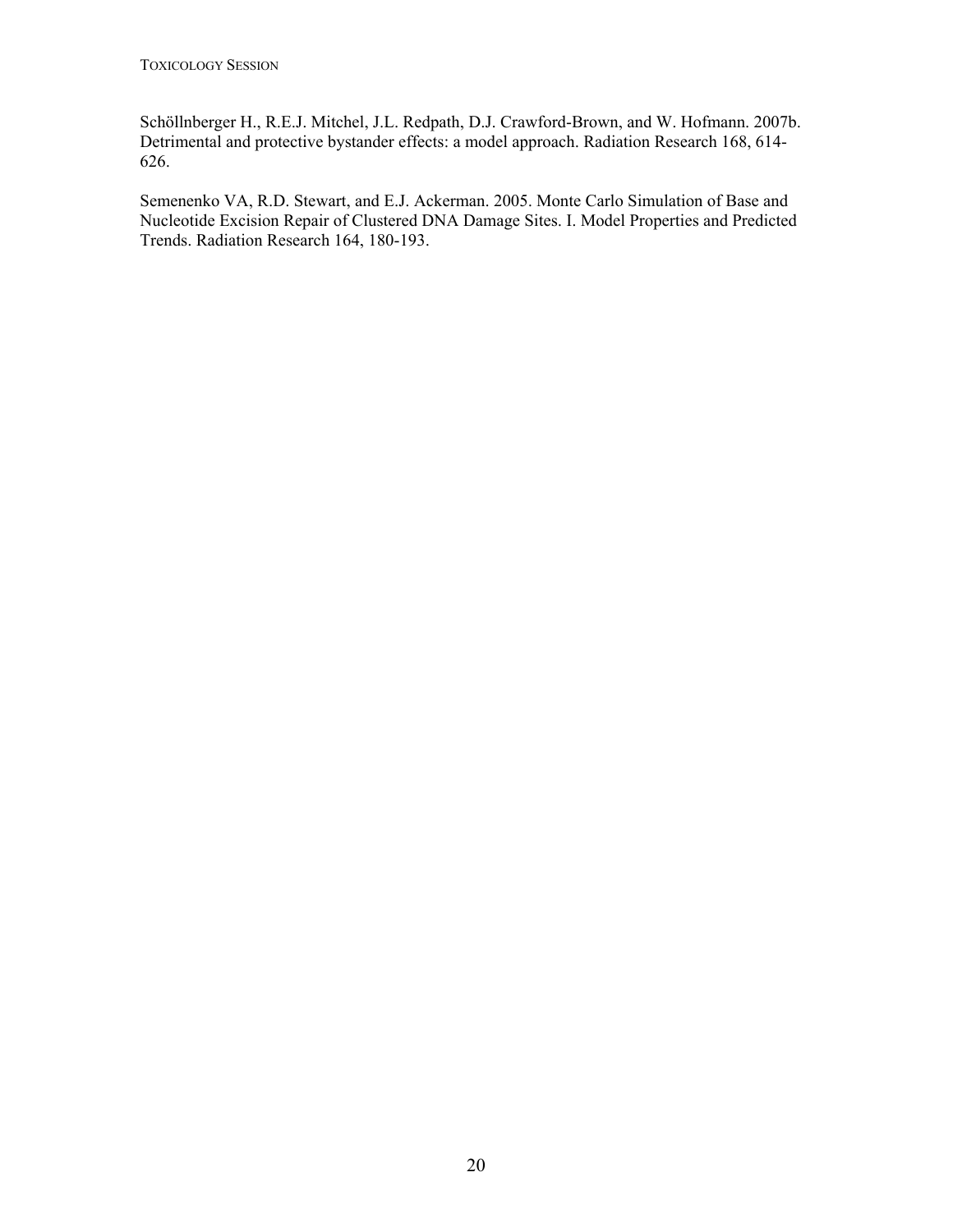Schöllnberger H., R.E.J. Mitchel, J.L. Redpath, D.J. Crawford-Brown, and W. Hofmann. 2007b. Detrimental and protective bystander effects: a model approach. Radiation Research 168, 614-626.

Semenenko VA, R.D. Stewart, and E.J. Ackerman. 2005. Monte Carlo Simulation of Base and Nucleotide Excision Repair of Clustered DNA Damage Sites. I. Model Properties and Predicted Trends. Radiation Research 164, 180-193.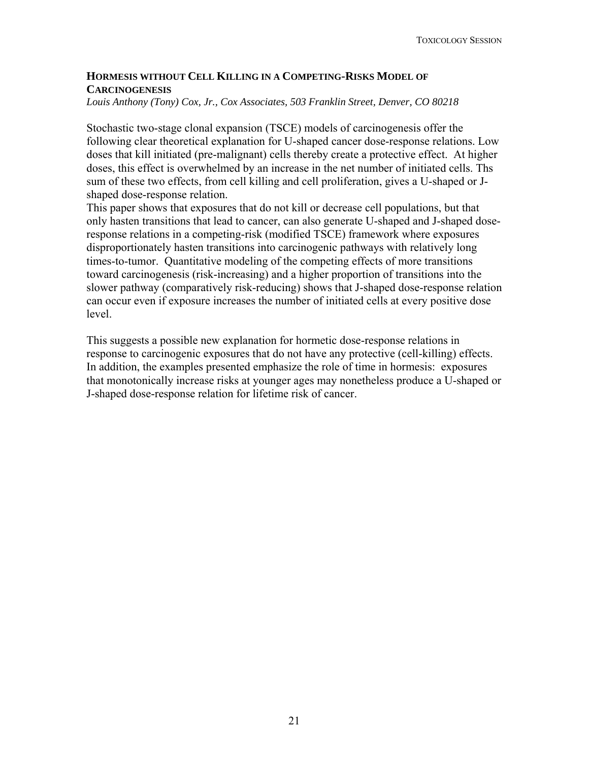## HORMESIS WITHOUT CELL KILLING IN A COMPETING-RISKS MODEL OF CARCINOGENESIS

*Louis Anthony (Tony) Cox, Jr., Cox Associates, 503 Franklin Street, Denver, CO 80218*

Stochastic two-stage clonal expansion (TSCE) models of carcinogenesis offer the following clear theoretical explanation for U-shaped cancer dose-response relations. Low doses that kill initiated (pre-malignant) cells thereby create a protective effect. At higher doses, this effect is overwhelmed by an increase in the net number of initiated cells. Ths sum of these two effects, from cell killing and cell proliferation, gives a U-shaped or J-shaped dose-response relation.

This paper shows that exposures that do not kill or decrease cell populations, but that only hasten transitions that lead to cancer, can also generate U-shaped and J-shaped dose-response relations in a competing-risk (modified TSCE) framework where exposures disproportionately hasten transitions into carcinogenic pathways with relatively long times-to-tumor. Quantitative modeling of the competing effects of more transitions toward carcinogenesis (risk-increasing) and a higher proportion of transitions into the slower pathway (comparatively risk-reducing) shows that J-shaped dose-response relation can occur even if exposure increases the number of initiated cells at every positive dose level.

This suggests a possible new explanation for hormetic dose-response relations in response to carcinogenic exposures that do not have any protective (cell-killing) effects. In addition, the examples presented emphasize the role of time in hormesis: exposures that monotonically increase risks at younger ages may nonetheless produce a U-shaped or J-shaped dose-response relation for lifetime risk of cancer.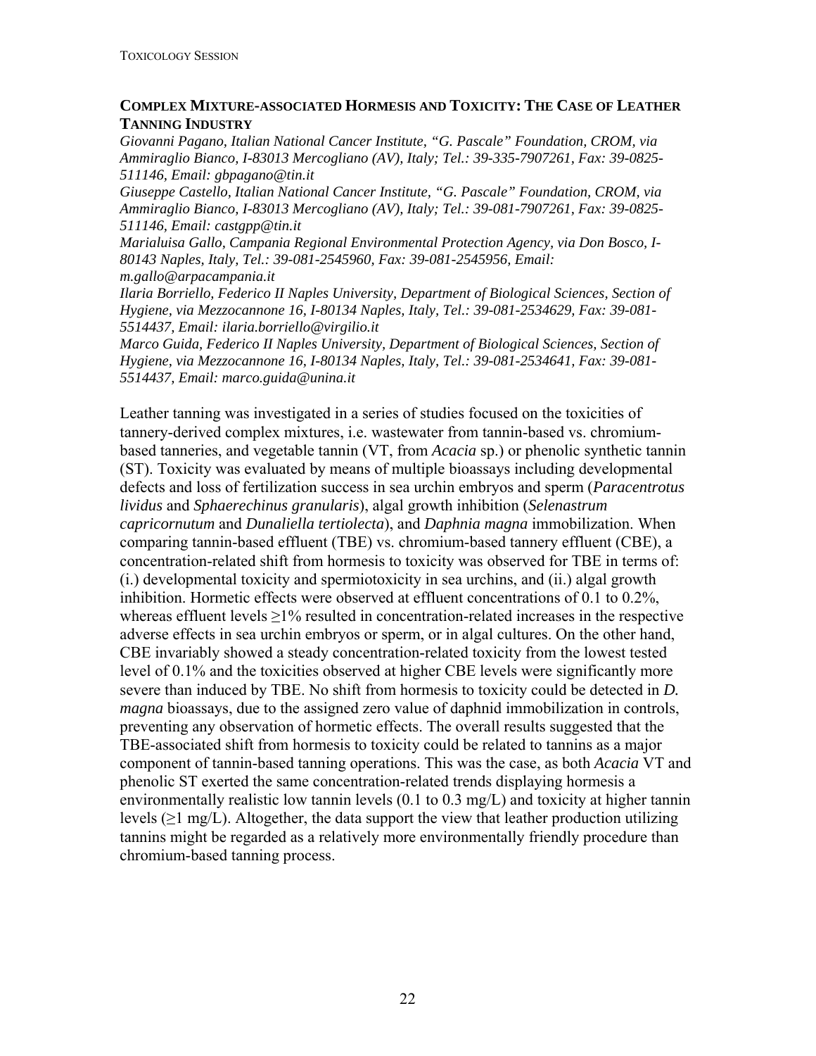## Complex Mixture-associated Hormesis and Toxicity: The Case of Leather Tanning Industry

*Giovanni Pagano, Italian National Cancer Institute, "G. Pascale" Foundation, CROM, via Ammiraglio Bianco, I-83013 Mercogliano (AV), Italy; Tel.: 39-335-7907261, Fax: 39-0825-511146, Email: gbpagano@tin.it*

*Giuseppe Castello, Italian National Cancer Institute, "G. Pascale" Foundation, CROM, via Ammiraglio Bianco, I-83013 Mercogliano (AV), Italy; Tel.: 39-081-7907261, Fax: 39-0825-511146, Email: castgpp@tin.it*

*Marialuisa Gallo, Campania Regional Environmental Protection Agency, via Don Bosco, I-80143 Naples, Italy, Tel.: 39-081-2545960, Fax: 39-081-2545956, Email: m.gallo@arpacampania.it*

*Ilaria Borriello, Federico II Naples University, Department of Biological Sciences, Section of Hygiene, via Mezzocannone 16, I-80134 Naples, Italy, Tel.: 39-081-2534629, Fax: 39-081-5514437, Email: ilaria.borriello@virgilio.it*

*Marco Guida, Federico II Naples University, Department of Biological Sciences, Section of Hygiene, via Mezzocannone 16, I-80134 Naples, Italy, Tel.: 39-081-2534641, Fax: 39-081-5514437, Email: marco.guida@unina.it*

Leather tanning was investigated in a series of studies focused on the toxicities of tannery-derived complex mixtures, i.e. wastewater from tannin-based vs. chromium-based tanneries, and vegetable tannin (VT, from *Acacia* sp.) or phenolic synthetic tannin (ST). Toxicity was evaluated by means of multiple bioassays including developmental defects and loss of fertilization success in sea urchin embryos and sperm (*Paracentrotus lividus* and *Sphaerechinus granularis*), algal growth inhibition (*Selenastrum capricornutum* and *Dunaliella tertiolecta*), and *Daphnia magna* immobilization. When comparing tannin-based effluent (TBE) vs. chromium-based tannery effluent (CBE), a concentration-related shift from hormesis to toxicity was observed for TBE in terms of: (i.) developmental toxicity and spermiotoxicity in sea urchins, and (ii.) algal growth inhibition. Hormetic effects were observed at effluent concentrations of 0.1 to 0.2%, whereas effluent levels ≥1% resulted in concentration-related increases in the respective adverse effects in sea urchin embryos or sperm, or in algal cultures. On the other hand, CBE invariably showed a steady concentration-related toxicity from the lowest tested level of 0.1% and the toxicities observed at higher CBE levels were significantly more severe than induced by TBE. No shift from hormesis to toxicity could be detected in *D. magna* bioassays, due to the assigned zero value of daphnid immobilization in controls, preventing any observation of hormetic effects. The overall results suggested that the TBE-associated shift from hormesis to toxicity could be related to tannins as a major component of tannin-based tanning operations. This was the case, as both *Acacia* VT and phenolic ST exerted the same concentration-related trends displaying hormesis a environmentally realistic low tannin levels (0.1 to 0.3 mg/L) and toxicity at higher tannin levels (≥1 mg/L). Altogether, the data support the view that leather production utilizing tannins might be regarded as a relatively more environmentally friendly procedure than chromium-based tanning process.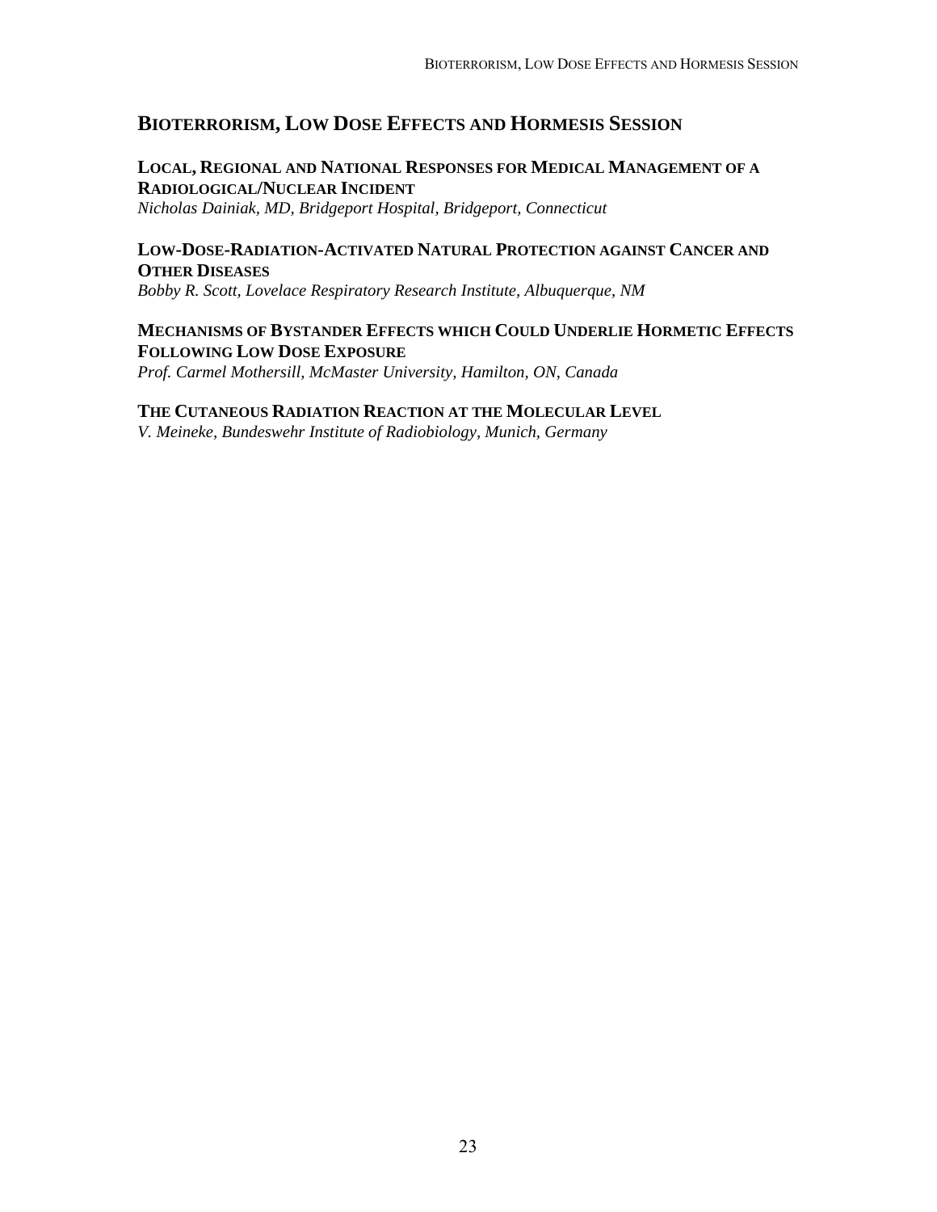## Bioterrorism, Low Dose Effects and Hormesis Session

### Local, Regional and National Responses for Medical Management of a Radiological/Nuclear Incident

*Nicholas Dainiak, MD, Bridgeport Hospital, Bridgeport, Connecticut*

### Low-Dose-Radiation-Activated Natural Protection against Cancer and Other Diseases

*Bobby R. Scott, Lovelace Respiratory Research Institute, Albuquerque, NM*

### Mechanisms of Bystander Effects which Could Underlie Hormetic Effects Following Low Dose Exposure

*Prof. Carmel Mothersill, McMaster University, Hamilton, ON, Canada*

### The Cutaneous Radiation Reaction at the Molecular Level

*V. Meineke, Bundeswehr Institute of Radiobiology, Munich, Germany*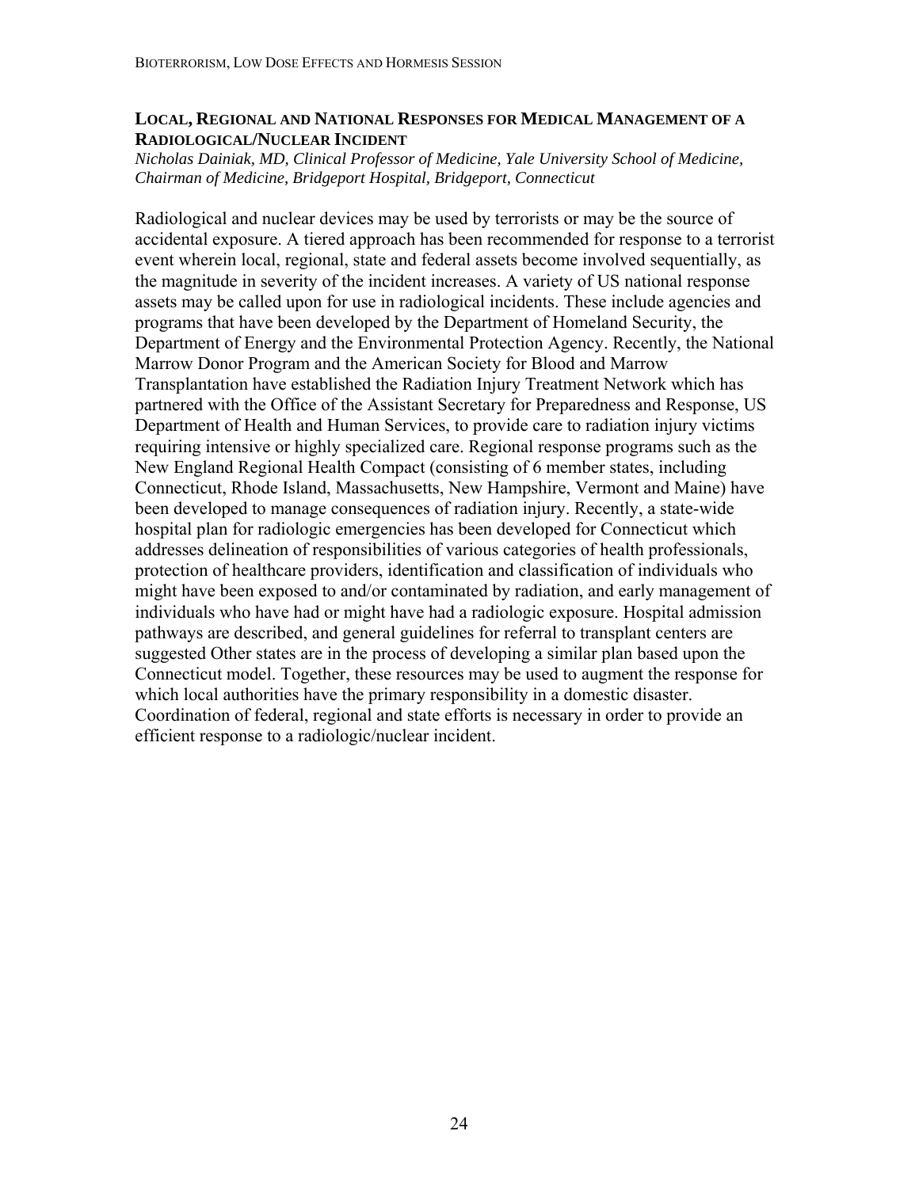## LOCAL, REGIONAL AND NATIONAL RESPONSES FOR MEDICAL MANAGEMENT OF A RADIOLOGICAL/NUCLEAR INCIDENT

*Nicholas Dainiak, MD, Clinical Professor of Medicine, Yale University School of Medicine, Chairman of Medicine, Bridgeport Hospital, Bridgeport, Connecticut*

Radiological and nuclear devices may be used by terrorists or may be the source of accidental exposure. A tiered approach has been recommended for response to a terrorist event wherein local, regional, state and federal assets become involved sequentially, as the magnitude in severity of the incident increases. A variety of US national response assets may be called upon for use in radiological incidents. These include agencies and programs that have been developed by the Department of Homeland Security, the Department of Energy and the Environmental Protection Agency. Recently, the National Marrow Donor Program and the American Society for Blood and Marrow Transplantation have established the Radiation Injury Treatment Network which has partnered with the Office of the Assistant Secretary for Preparedness and Response, US Department of Health and Human Services, to provide care to radiation injury victims requiring intensive or highly specialized care. Regional response programs such as the New England Regional Health Compact (consisting of 6 member states, including Connecticut, Rhode Island, Massachusetts, New Hampshire, Vermont and Maine) have been developed to manage consequences of radiation injury. Recently, a state-wide hospital plan for radiologic emergencies has been developed for Connecticut which addresses delineation of responsibilities of various categories of health professionals, protection of healthcare providers, identification and classification of individuals who might have been exposed to and/or contaminated by radiation, and early management of individuals who have had or might have had a radiologic exposure. Hospital admission pathways are described, and general guidelines for referral to transplant centers are suggested Other states are in the process of developing a similar plan based upon the Connecticut model. Together, these resources may be used to augment the response for which local authorities have the primary responsibility in a domestic disaster. Coordination of federal, regional and state efforts is necessary in order to provide an efficient response to a radiologic/nuclear incident.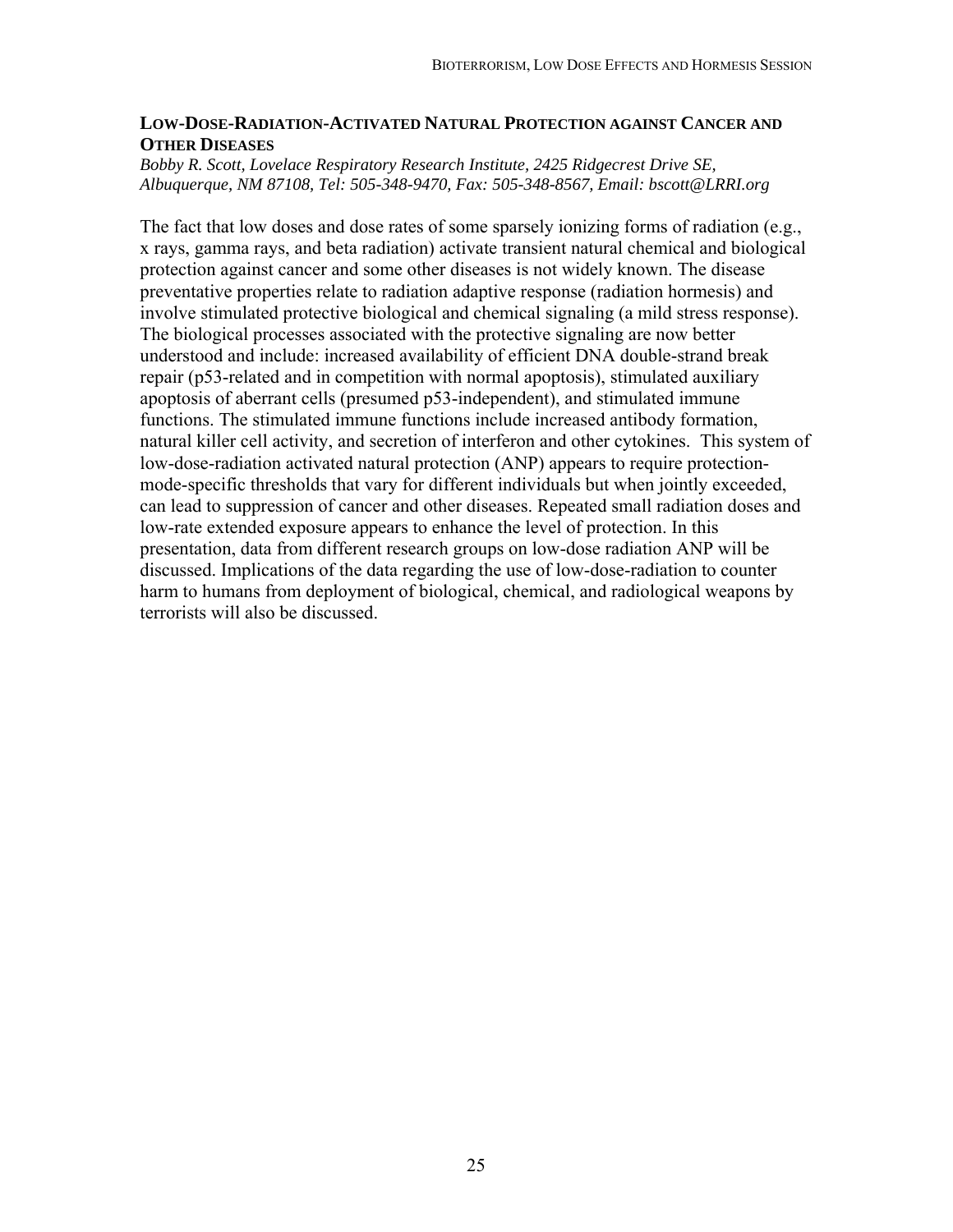## Low-Dose-Radiation-Activated Natural Protection against Cancer and Other Diseases

*Bobby R. Scott, Lovelace Respiratory Research Institute, 2425 Ridgecrest Drive SE, Albuquerque, NM 87108, Tel: 505-348-9470, Fax: 505-348-8567, Email: bscott@LRRI.org*

The fact that low doses and dose rates of some sparsely ionizing forms of radiation (e.g., x rays, gamma rays, and beta radiation) activate transient natural chemical and biological protection against cancer and some other diseases is not widely known. The disease preventative properties relate to radiation adaptive response (radiation hormesis) and involve stimulated protective biological and chemical signaling (a mild stress response). The biological processes associated with the protective signaling are now better understood and include: increased availability of efficient DNA double-strand break repair (p53-related and in competition with normal apoptosis), stimulated auxiliary apoptosis of aberrant cells (presumed p53-independent), and stimulated immune functions. The stimulated immune functions include increased antibody formation, natural killer cell activity, and secretion of interferon and other cytokines. This system of low-dose-radiation activated natural protection (ANP) appears to require protection-mode-specific thresholds that vary for different individuals but when jointly exceeded, can lead to suppression of cancer and other diseases. Repeated small radiation doses and low-rate extended exposure appears to enhance the level of protection. In this presentation, data from different research groups on low-dose radiation ANP will be discussed. Implications of the data regarding the use of low-dose-radiation to counter harm to humans from deployment of biological, chemical, and radiological weapons by terrorists will also be discussed.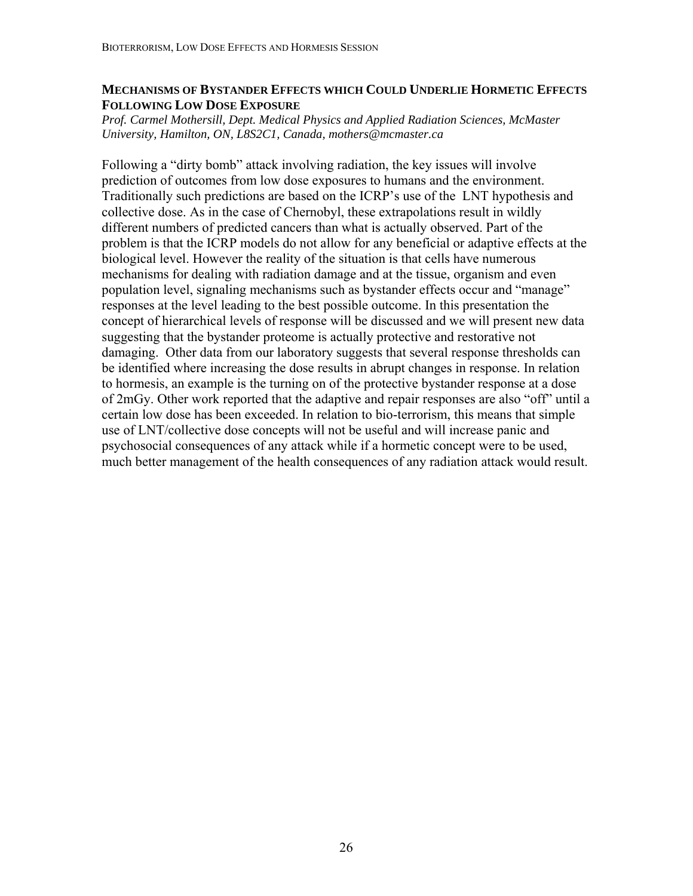## Mechanisms of Bystander Effects which Could Underlie Hormetic Effects Following Low Dose Exposure

*Prof. Carmel Mothersill, Dept. Medical Physics and Applied Radiation Sciences, McMaster University, Hamilton, ON, L8S2C1, Canada, mothers@mcmaster.ca*

Following a "dirty bomb" attack involving radiation, the key issues will involve prediction of outcomes from low dose exposures to humans and the environment. Traditionally such predictions are based on the ICRP's use of the LNT hypothesis and collective dose. As in the case of Chernobyl, these extrapolations result in wildly different numbers of predicted cancers than what is actually observed. Part of the problem is that the ICRP models do not allow for any beneficial or adaptive effects at the biological level. However the reality of the situation is that cells have numerous mechanisms for dealing with radiation damage and at the tissue, organism and even population level, signaling mechanisms such as bystander effects occur and "manage" responses at the level leading to the best possible outcome. In this presentation the concept of hierarchical levels of response will be discussed and we will present new data suggesting that the bystander proteome is actually protective and restorative not damaging. Other data from our laboratory suggests that several response thresholds can be identified where increasing the dose results in abrupt changes in response. In relation to hormesis, an example is the turning on of the protective bystander response at a dose of 2mGy. Other work reported that the adaptive and repair responses are also "off" until a certain low dose has been exceeded. In relation to bio-terrorism, this means that simple use of LNT/collective dose concepts will not be useful and will increase panic and psychosocial consequences of any attack while if a hormetic concept were to be used, much better management of the health consequences of any radiation attack would result.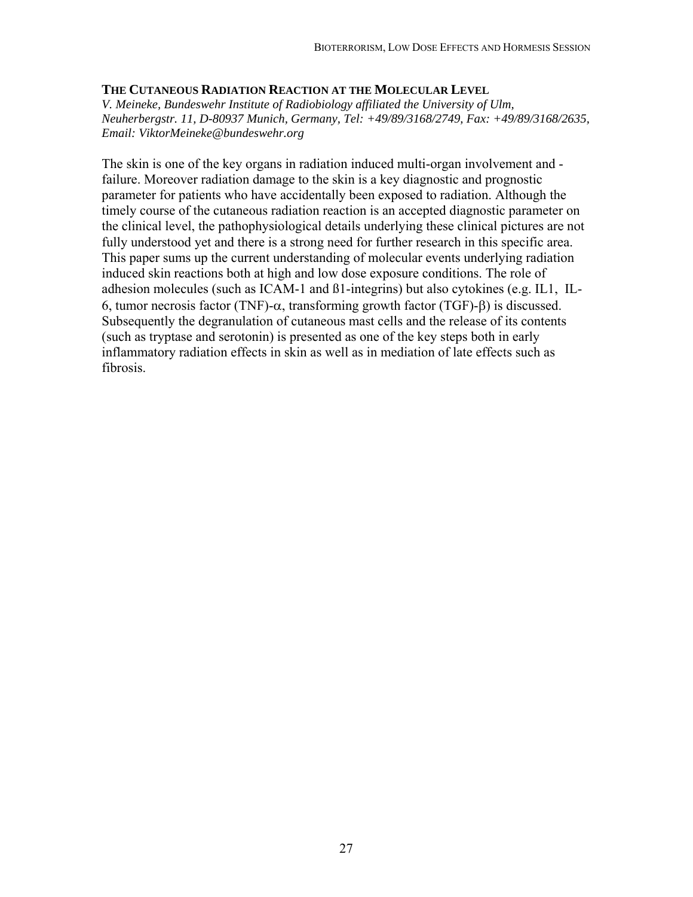### The Cutaneous Radiation Reaction at the Molecular Level

*V. Meineke, Bundeswehr Institute of Radiobiology affiliated the University of Ulm, Neuherbergstr. 11, D-80937 Munich, Germany, Tel: +49/89/3168/2749, Fax: +49/89/3168/2635, Email: ViktorMeineke@bundeswehr.org*

The skin is one of the key organs in radiation induced multi-organ involvement and -failure. Moreover radiation damage to the skin is a key diagnostic and prognostic parameter for patients who have accidentally been exposed to radiation. Although the timely course of the cutaneous radiation reaction is an accepted diagnostic parameter on the clinical level, the pathophysiological details underlying these clinical pictures are not fully understood yet and there is a strong need for further research in this specific area. This paper sums up the current understanding of molecular events underlying radiation induced skin reactions both at high and low dose exposure conditions. The role of adhesion molecules (such as ICAM-1 and ß1-integrins) but also cytokines (e.g. IL1, IL-6, tumor necrosis factor (TNF)-$\alpha$, transforming growth factor (TGF)-$\beta$) is discussed. Subsequently the degranulation of cutaneous mast cells and the release of its contents (such as tryptase and serotonin) is presented as one of the key steps both in early inflammatory radiation effects in skin as well as in mediation of late effects such as fibrosis.